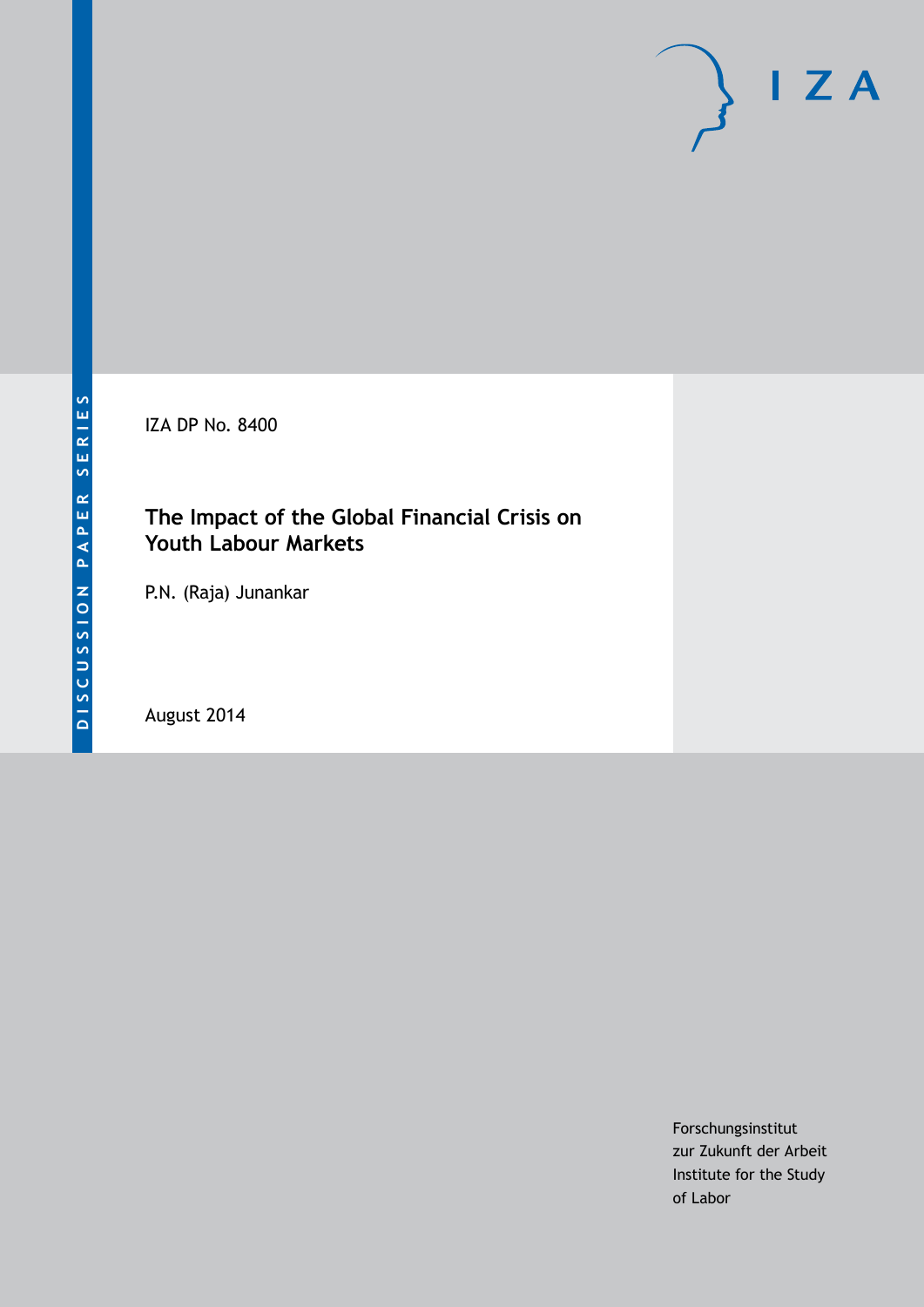DISCUSSION PAPER SERIES

IZA

IZA DP No. 8400

# The Impact of the Global Financial Crisis on Youth Labour Markets

P.N. (Raja) Junankar

August 2014

Forschungsinstitut
zur Zukunft der Arbeit
Institute for the Study
of Labor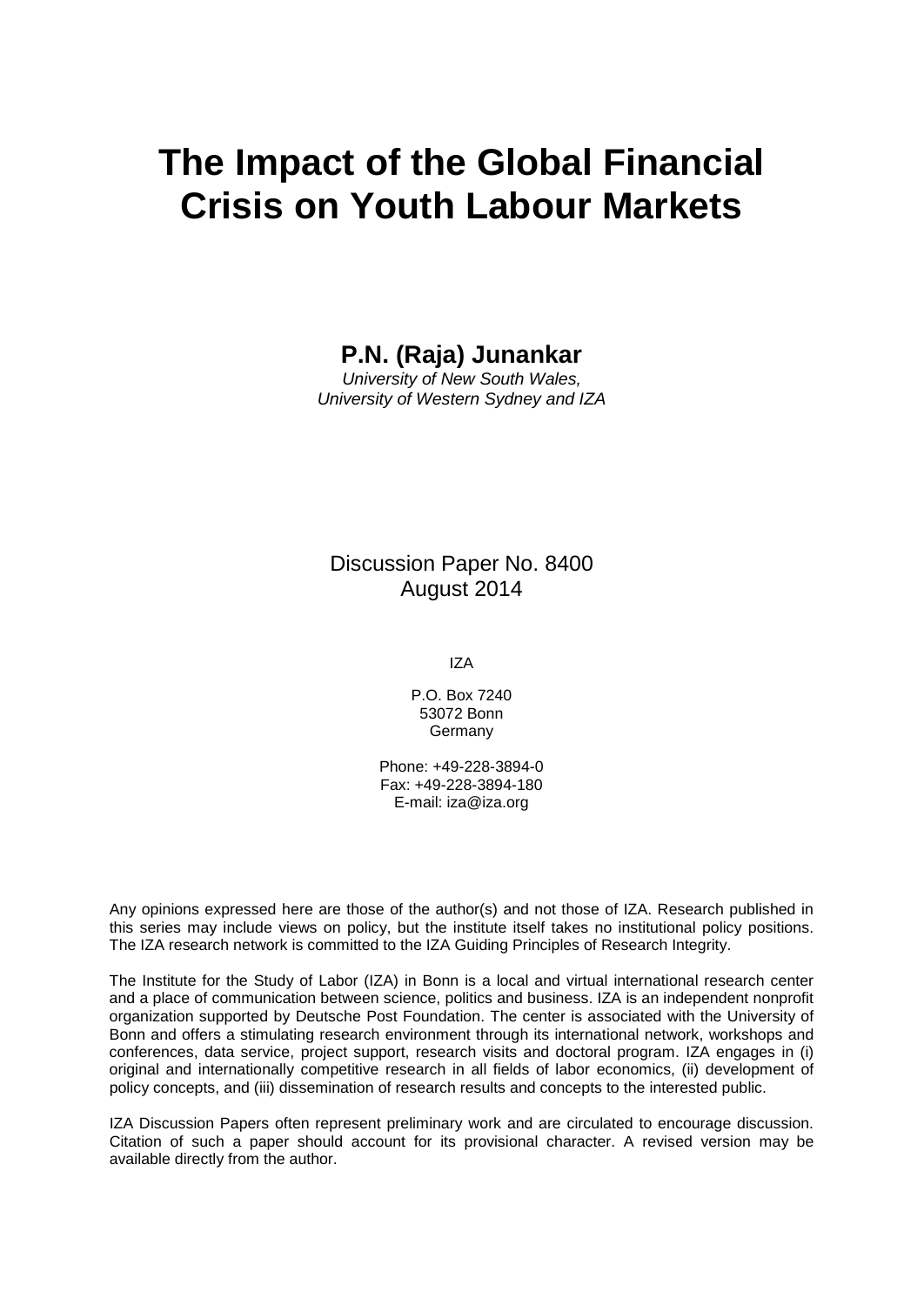# The Impact of the Global Financial Crisis on Youth Labour Markets

**P.N. (Raja) Junankar**

*University of New South Wales,*
*University of Western Sydney and IZA*

Discussion Paper No. 8400
August 2014

IZA

P.O. Box 7240
53072 Bonn
Germany

Phone: +49-228-3894-0
Fax: +49-228-3894-180
E-mail: iza@iza.org

Any opinions expressed here are those of the author(s) and not those of IZA. Research published in this series may include views on policy, but the institute itself takes no institutional policy positions. The IZA research network is committed to the IZA Guiding Principles of Research Integrity.

The Institute for the Study of Labor (IZA) in Bonn is a local and virtual international research center and a place of communication between science, politics and business. IZA is an independent nonprofit organization supported by Deutsche Post Foundation. The center is associated with the University of Bonn and offers a stimulating research environment through its international network, workshops and conferences, data service, project support, research visits and doctoral program. IZA engages in (i) original and internationally competitive research in all fields of labor economics, (ii) development of policy concepts, and (iii) dissemination of research results and concepts to the interested public.

IZA Discussion Papers often represent preliminary work and are circulated to encourage discussion. Citation of such a paper should account for its provisional character. A revised version may be available directly from the author.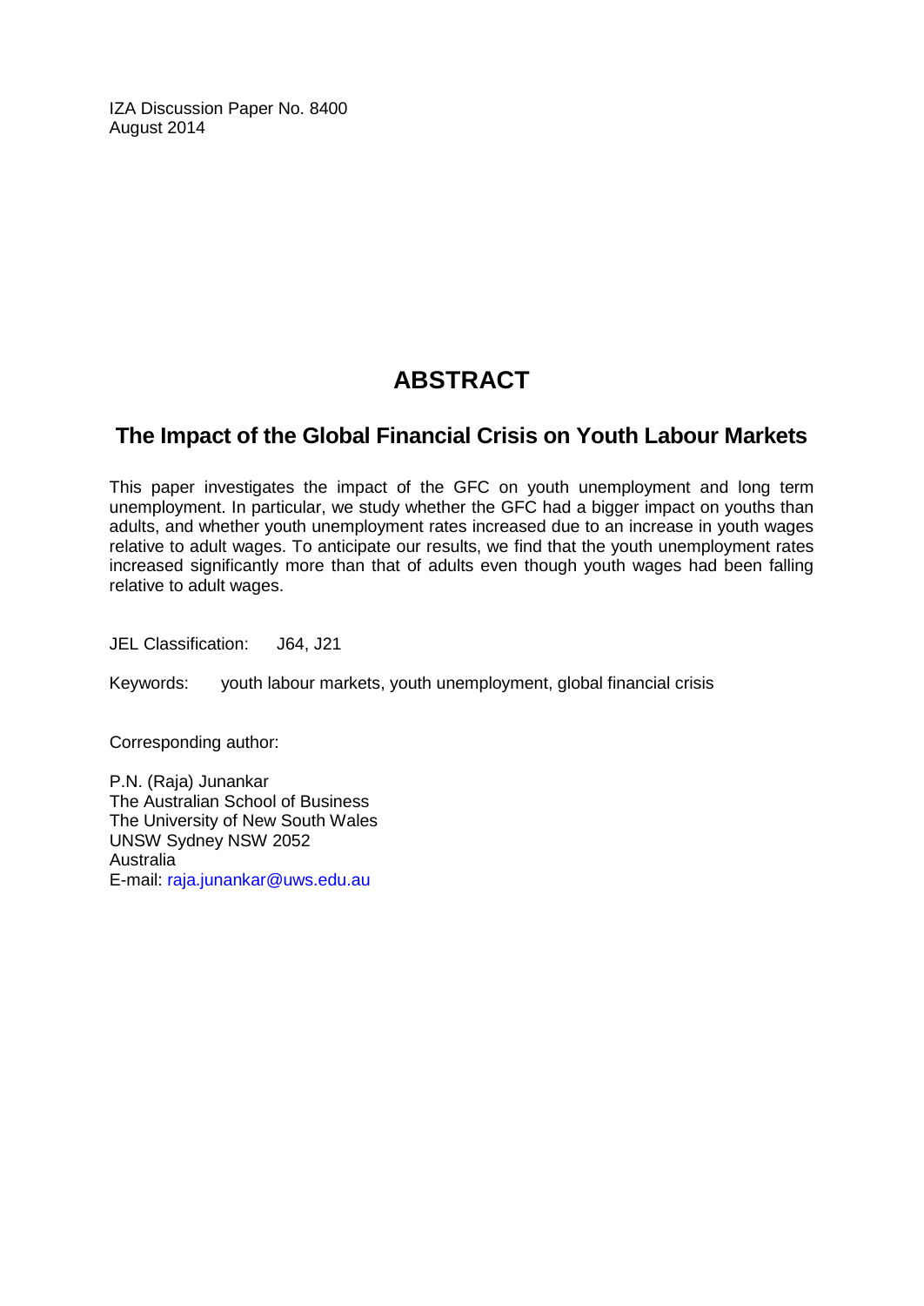IZA Discussion Paper No. 8400
August 2014

# ABSTRACT

## The Impact of the Global Financial Crisis on Youth Labour Markets

This paper investigates the impact of the GFC on youth unemployment and long term unemployment. In particular, we study whether the GFC had a bigger impact on youths than adults, and whether youth unemployment rates increased due to an increase in youth wages relative to adult wages. To anticipate our results, we find that the youth unemployment rates increased significantly more than that of adults even though youth wages had been falling relative to adult wages.

JEL Classification: J64, J21

Keywords: youth labour markets, youth unemployment, global financial crisis

Corresponding author:

P.N. (Raja) Junankar
The Australian School of Business
The University of New South Wales
UNSW Sydney NSW 2052
Australia
E-mail: raja.junankar@uws.edu.au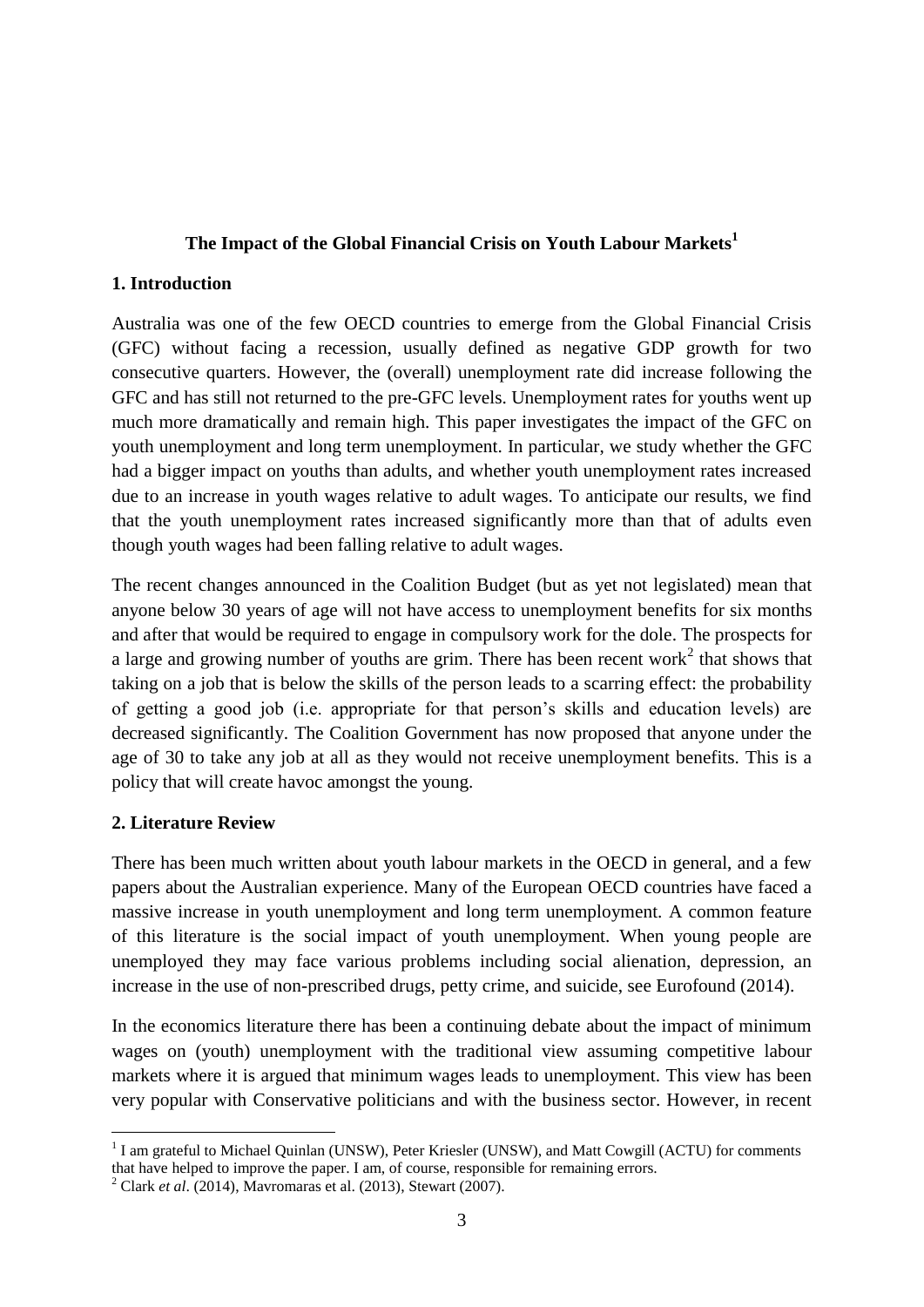**The Impact of the Global Financial Crisis on Youth Labour Markets[1]**

## 1. Introduction

Australia was one of the few OECD countries to emerge from the Global Financial Crisis (GFC) without facing a recession, usually defined as negative GDP growth for two consecutive quarters. However, the (overall) unemployment rate did increase following the GFC and has still not returned to the pre-GFC levels. Unemployment rates for youths went up much more dramatically and remain high. This paper investigates the impact of the GFC on youth unemployment and long term unemployment. In particular, we study whether the GFC had a bigger impact on youths than adults, and whether youth unemployment rates increased due to an increase in youth wages relative to adult wages. To anticipate our results, we find that the youth unemployment rates increased significantly more than that of adults even though youth wages had been falling relative to adult wages.

The recent changes announced in the Coalition Budget (but as yet not legislated) mean that anyone below 30 years of age will not have access to unemployment benefits for six months and after that would be required to engage in compulsory work for the dole. The prospects for a large and growing number of youths are grim. There has been recent work[2] that shows that taking on a job that is below the skills of the person leads to a scarring effect: the probability of getting a good job (i.e. appropriate for that person's skills and education levels) are decreased significantly. The Coalition Government has now proposed that anyone under the age of 30 to take any job at all as they would not receive unemployment benefits. This is a policy that will create havoc amongst the young.

## 2. Literature Review

There has been much written about youth labour markets in the OECD in general, and a few papers about the Australian experience. Many of the European OECD countries have faced a massive increase in youth unemployment and long term unemployment. A common feature of this literature is the social impact of youth unemployment. When young people are unemployed they may face various problems including social alienation, depression, an increase in the use of non-prescribed drugs, petty crime, and suicide, see Eurofound (2014).

In the economics literature there has been a continuing debate about the impact of minimum wages on (youth) unemployment with the traditional view assuming competitive labour markets where it is argued that minimum wages leads to unemployment. This view has been very popular with Conservative politicians and with the business sector. However, in recent

---

[1] I am grateful to Michael Quinlan (UNSW), Peter Kriesler (UNSW), and Matt Cowgill (ACTU) for comments that have helped to improve the paper. I am, of course, responsible for remaining errors.

[2] Clark *et al*. (2014), Mavromaras et al. (2013), Stewart (2007).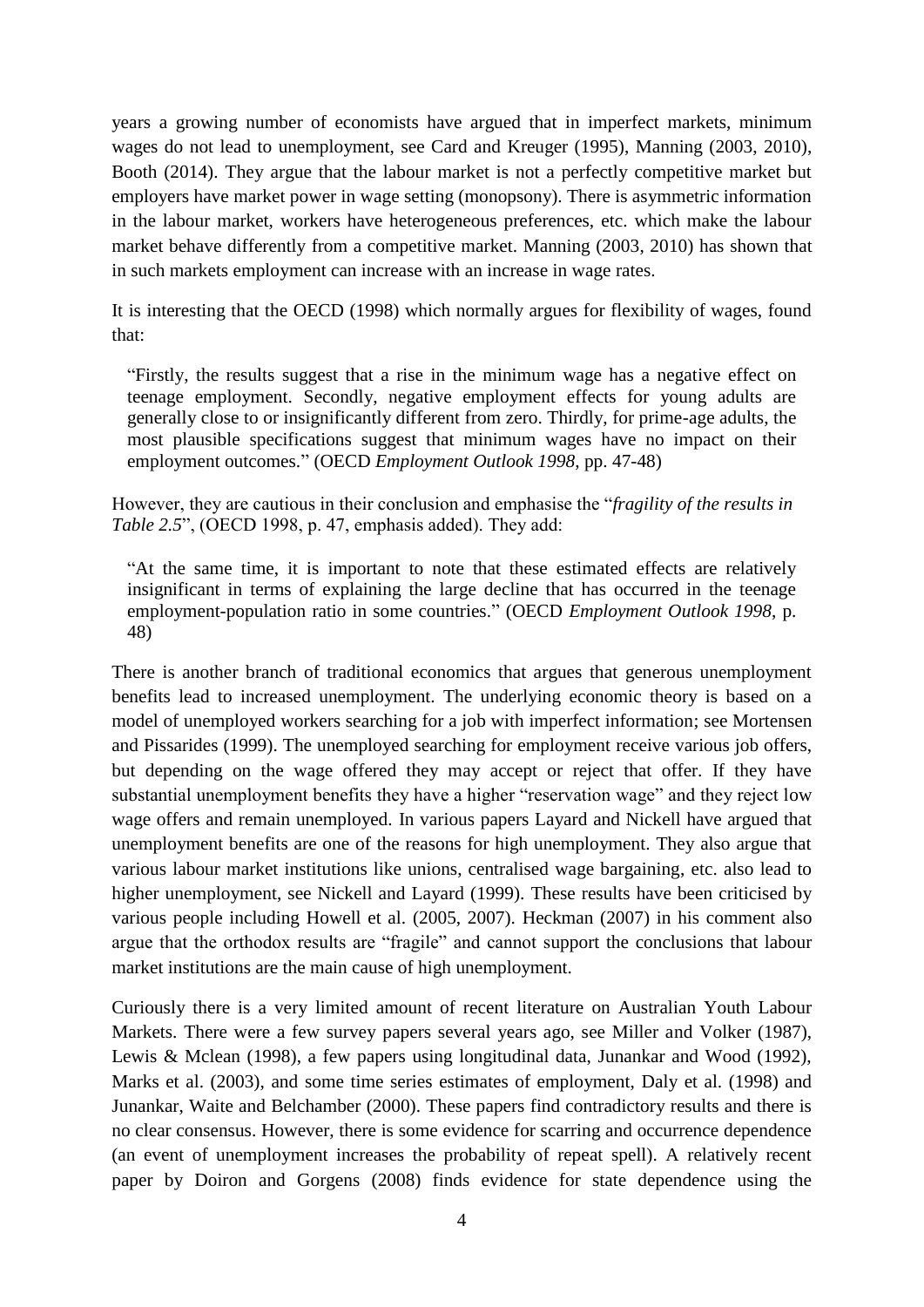years a growing number of economists have argued that in imperfect markets, minimum wages do not lead to unemployment, see Card and Kreuger (1995), Manning (2003, 2010), Booth (2014). They argue that the labour market is not a perfectly competitive market but employers have market power in wage setting (monopsony). There is asymmetric information in the labour market, workers have heterogeneous preferences, etc. which make the labour market behave differently from a competitive market. Manning (2003, 2010) has shown that in such markets employment can increase with an increase in wage rates.

It is interesting that the OECD (1998) which normally argues for flexibility of wages, found that:

> "Firstly, the results suggest that a rise in the minimum wage has a negative effect on teenage employment. Secondly, negative employment effects for young adults are generally close to or insignificantly different from zero. Thirdly, for prime-age adults, the most plausible specifications suggest that minimum wages have no impact on their employment outcomes." (OECD *Employment Outlook 1998*, pp. 47-48)

However, they are cautious in their conclusion and emphasise the "*fragility of the results in Table 2.5*", (OECD 1998, p. 47, emphasis added). They add:

> "At the same time, it is important to note that these estimated effects are relatively insignificant in terms of explaining the large decline that has occurred in the teenage employment-population ratio in some countries." (OECD *Employment Outlook 1998*, p. 48)

There is another branch of traditional economics that argues that generous unemployment benefits lead to increased unemployment. The underlying economic theory is based on a model of unemployed workers searching for a job with imperfect information; see Mortensen and Pissarides (1999). The unemployed searching for employment receive various job offers, but depending on the wage offered they may accept or reject that offer. If they have substantial unemployment benefits they have a higher "reservation wage" and they reject low wage offers and remain unemployed. In various papers Layard and Nickell have argued that unemployment benefits are one of the reasons for high unemployment. They also argue that various labour market institutions like unions, centralised wage bargaining, etc. also lead to higher unemployment, see Nickell and Layard (1999). These results have been criticised by various people including Howell et al. (2005, 2007). Heckman (2007) in his comment also argue that the orthodox results are "fragile" and cannot support the conclusions that labour market institutions are the main cause of high unemployment.

Curiously there is a very limited amount of recent literature on Australian Youth Labour Markets. There were a few survey papers several years ago, see Miller and Volker (1987), Lewis & Mclean (1998), a few papers using longitudinal data, Junankar and Wood (1992), Marks et al. (2003), and some time series estimates of employment, Daly et al. (1998) and Junankar, Waite and Belchamber (2000). These papers find contradictory results and there is no clear consensus. However, there is some evidence for scarring and occurrence dependence (an event of unemployment increases the probability of repeat spell). A relatively recent paper by Doiron and Gorgens (2008) finds evidence for state dependence using the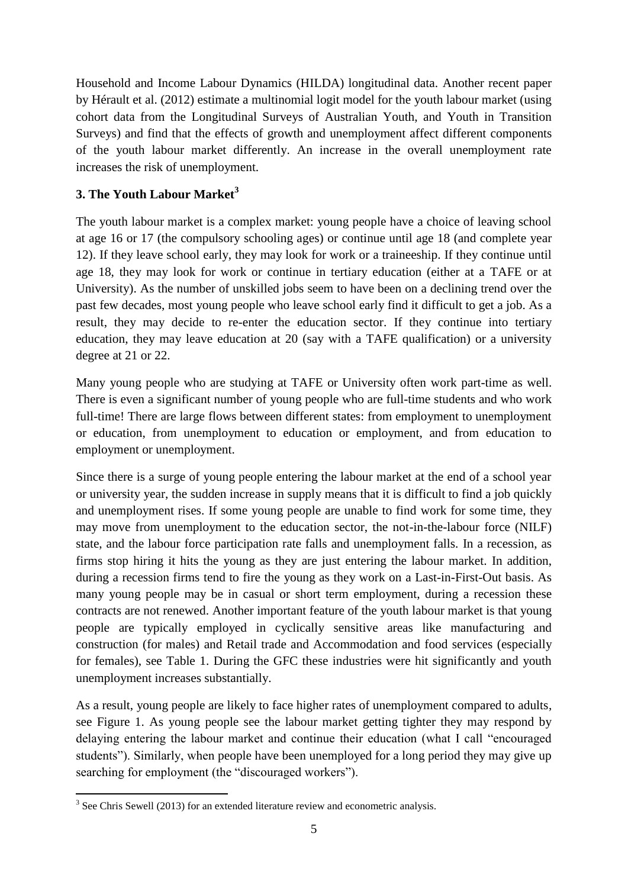Household and Income Labour Dynamics (HILDA) longitudinal data. Another recent paper by Hérault et al. (2012) estimate a multinomial logit model for the youth labour market (using cohort data from the Longitudinal Surveys of Australian Youth, and Youth in Transition Surveys) and find that the effects of growth and unemployment affect different components of the youth labour market differently. An increase in the overall unemployment rate increases the risk of unemployment.

## 3. The Youth Labour Market[3]

The youth labour market is a complex market: young people have a choice of leaving school at age 16 or 17 (the compulsory schooling ages) or continue until age 18 (and complete year 12). If they leave school early, they may look for work or a traineeship. If they continue until age 18, they may look for work or continue in tertiary education (either at a TAFE or at University). As the number of unskilled jobs seem to have been on a declining trend over the past few decades, most young people who leave school early find it difficult to get a job. As a result, they may decide to re-enter the education sector. If they continue into tertiary education, they may leave education at 20 (say with a TAFE qualification) or a university degree at 21 or 22.

Many young people who are studying at TAFE or University often work part-time as well. There is even a significant number of young people who are full-time students and who work full-time! There are large flows between different states: from employment to unemployment or education, from unemployment to education or employment, and from education to employment or unemployment.

Since there is a surge of young people entering the labour market at the end of a school year or university year, the sudden increase in supply means that it is difficult to find a job quickly and unemployment rises. If some young people are unable to find work for some time, they may move from unemployment to the education sector, the not-in-the-labour force (NILF) state, and the labour force participation rate falls and unemployment falls. In a recession, as firms stop hiring it hits the young as they are just entering the labour market. In addition, during a recession firms tend to fire the young as they work on a Last-in-First-Out basis. As many young people may be in casual or short term employment, during a recession these contracts are not renewed. Another important feature of the youth labour market is that young people are typically employed in cyclically sensitive areas like manufacturing and construction (for males) and Retail trade and Accommodation and food services (especially for females), see Table 1. During the GFC these industries were hit significantly and youth unemployment increases substantially.

As a result, young people are likely to face higher rates of unemployment compared to adults, see Figure 1. As young people see the labour market getting tighter they may respond by delaying entering the labour market and continue their education (what I call "encouraged students"). Similarly, when people have been unemployed for a long period they may give up searching for employment (the "discouraged workers").

[3] See Chris Sewell (2013) for an extended literature review and econometric analysis.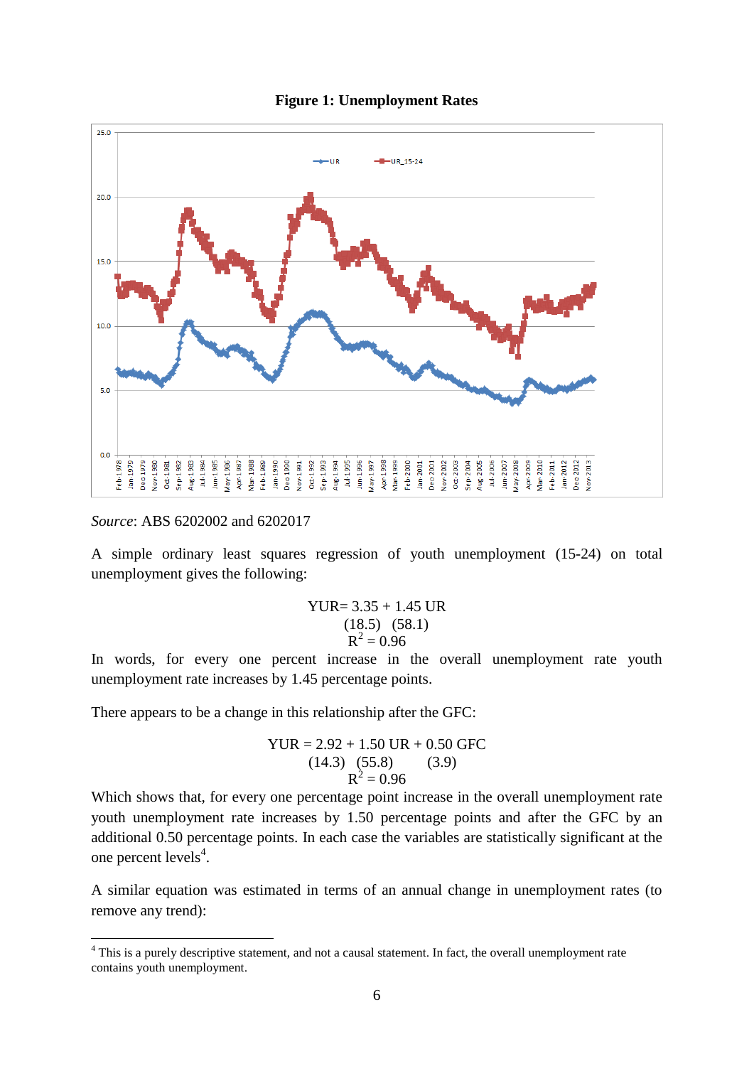**Figure 1: Unemployment Rates**

*Source*: ABS 6202002 and 6202017

A simple ordinary least squares regression of youth unemployment (15-24) on total unemployment gives the following:

$$YUR = 3.35 + 1.45\ UR$$
$$(18.5)\quad (58.1)$$
$$R^2 = 0.96$$

In words, for every one percent increase in the overall unemployment rate youth unemployment rate increases by 1.45 percentage points.

There appears to be a change in this relationship after the GFC:

$$YUR = 2.92 + 1.50\ UR + 0.50\ GFC$$
$$(14.3)\quad (55.8)\qquad (3.9)$$
$$R^2 = 0.96$$

Which shows that, for every one percentage point increase in the overall unemployment rate youth unemployment rate increases by 1.50 percentage points and after the GFC by an additional 0.50 percentage points. In each case the variables are statistically significant at the one percent levels[4].

A similar equation was estimated in terms of an annual change in unemployment rates (to remove any trend):

[4] This is a purely descriptive statement, and not a causal statement. In fact, the overall unemployment rate contains youth unemployment.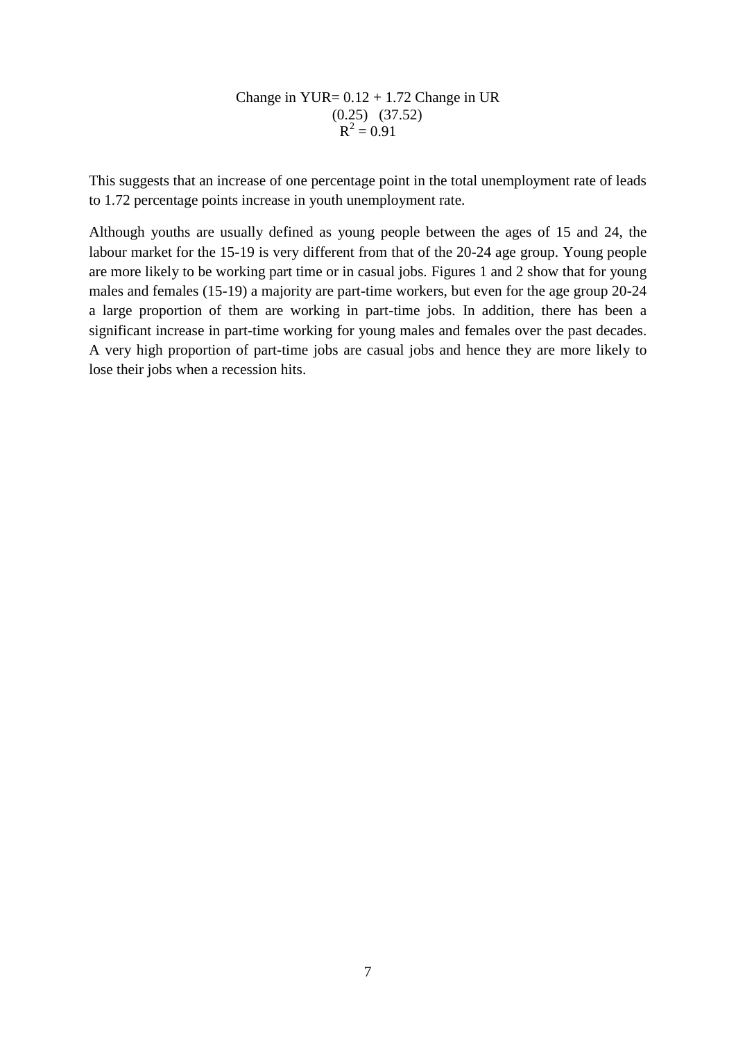$$\text{Change in YUR} = \underset{(0.25)}{0.12} + \underset{(37.52)}{1.72}\ \text{Change in UR}$$

$$R^2 = 0.91$$

This suggests that an increase of one percentage point in the total unemployment rate of leads to 1.72 percentage points increase in youth unemployment rate.

Although youths are usually defined as young people between the ages of 15 and 24, the labour market for the 15-19 is very different from that of the 20-24 age group. Young people are more likely to be working part time or in casual jobs. Figures 1 and 2 show that for young males and females (15-19) a majority are part-time workers, but even for the age group 20-24 a large proportion of them are working in part-time jobs. In addition, there has been a significant increase in part-time working for young males and females over the past decades. A very high proportion of part-time jobs are casual jobs and hence they are more likely to lose their jobs when a recession hits.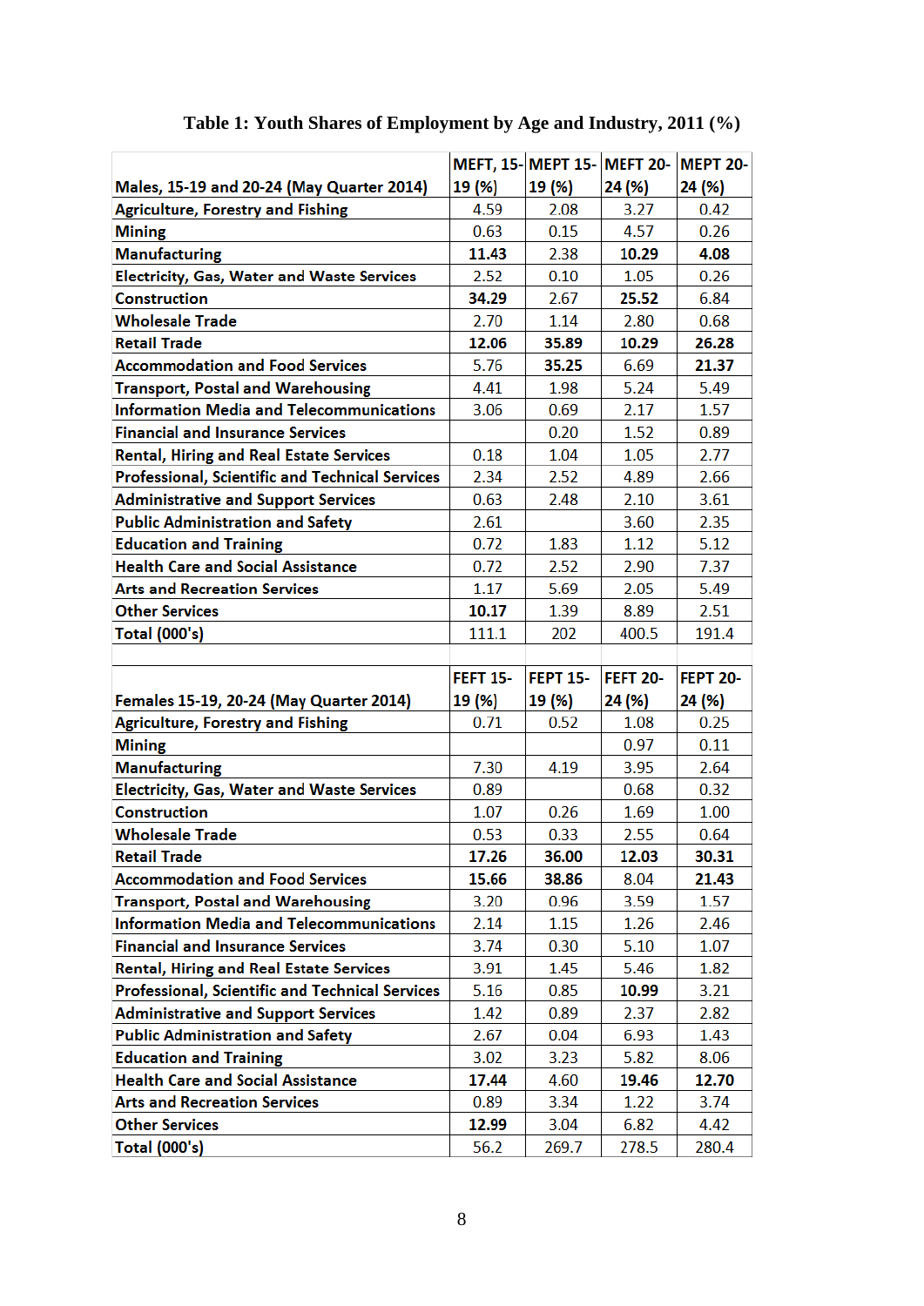**Table 1: Youth Shares of Employment by Age and Industry, 2011 (%)**

| Males, 15-19 and 20-24 (May Quarter 2014) | MEFT, 15-19 (%) | MEPT 15-19 (%) | MEFT 20-24 (%) | MEPT 20-24 (%) |
|---|---|---|---|---|
| Agriculture, Forestry and Fishing | 4.59 | 2.08 | 3.27 | 0.42 |
| Mining | 0.63 | 0.15 | 4.57 | 0.26 |
| Manufacturing | **11.43** | 2.38 | **10.29** | **4.08** |
| Electricity, Gas, Water and Waste Services | 2.52 | 0.10 | 1.05 | 0.26 |
| Construction | **34.29** | 2.67 | **25.52** | 6.84 |
| Wholesale Trade | 2.70 | 1.14 | 2.80 | 0.68 |
| Retail Trade | **12.06** | **35.89** | **10.29** | **26.28** |
| Accommodation and Food Services | 5.76 | **35.25** | 6.69 | **21.37** |
| Transport, Postal and Warehousing | 4.41 | 1.98 | 5.24 | 5.49 |
| Information Media and Telecommunications | 3.06 | 0.69 | 2.17 | 1.57 |
| Financial and Insurance Services | | 0.20 | 1.52 | 0.89 |
| Rental, Hiring and Real Estate Services | 0.18 | 1.04 | 1.05 | 2.77 |
| Professional, Scientific and Technical Services | 2.34 | 2.52 | 4.89 | 2.66 |
| Administrative and Support Services | 0.63 | 2.48 | 2.10 | 3.61 |
| Public Administration and Safety | 2.61 | | 3.60 | 2.35 |
| Education and Training | 0.72 | 1.83 | 1.12 | 5.12 |
| Health Care and Social Assistance | 0.72 | 2.52 | 2.90 | 7.37 |
| Arts and Recreation Services | 1.17 | 5.69 | 2.05 | 5.49 |
| Other Services | **10.17** | 1.39 | 8.89 | 2.51 |
| Total (000's) | 111.1 | 202 | 400.5 | 191.4 |
| | | | | |
| **Females 15-19, 20-24 (May Quarter 2014)** | **FEFT 15-19 (%)** | **FEPT 15-19 (%)** | **FEFT 20-24 (%)** | **FEPT 20-24 (%)** |
| Agriculture, Forestry and Fishing | 0.71 | 0.52 | 1.08 | 0.25 |
| Mining | | | 0.97 | 0.11 |
| Manufacturing | 7.30 | 4.19 | 3.95 | 2.64 |
| Electricity, Gas, Water and Waste Services | 0.89 | | 0.68 | 0.32 |
| Construction | 1.07 | 0.26 | 1.69 | 1.00 |
| Wholesale Trade | 0.53 | 0.33 | 2.55 | 0.64 |
| Retail Trade | **17.26** | **36.00** | **12.03** | **30.31** |
| Accommodation and Food Services | **15.66** | **38.86** | 8.04 | **21.43** |
| Transport, Postal and Warehousing | 3.20 | 0.96 | 3.59 | 1.57 |
| Information Media and Telecommunications | 2.14 | 1.15 | 1.26 | 2.46 |
| Financial and Insurance Services | 3.74 | 0.30 | 5.10 | 1.07 |
| Rental, Hiring and Real Estate Services | 3.91 | 1.45 | 5.46 | 1.82 |
| Professional, Scientific and Technical Services | 5.16 | 0.85 | **10.99** | 3.21 |
| Administrative and Support Services | 1.42 | 0.89 | 2.37 | 2.82 |
| Public Administration and Safety | 2.67 | 0.04 | 6.93 | 1.43 |
| Education and Training | 3.02 | 3.23 | 5.82 | 8.06 |
| Health Care and Social Assistance | **17.44** | 4.60 | **19.46** | **12.70** |
| Arts and Recreation Services | 0.89 | 3.34 | 1.22 | 3.74 |
| Other Services | **12.99** | 3.04 | 6.82 | 4.42 |
| Total (000's) | 56.2 | 269.7 | 278.5 | 280.4 |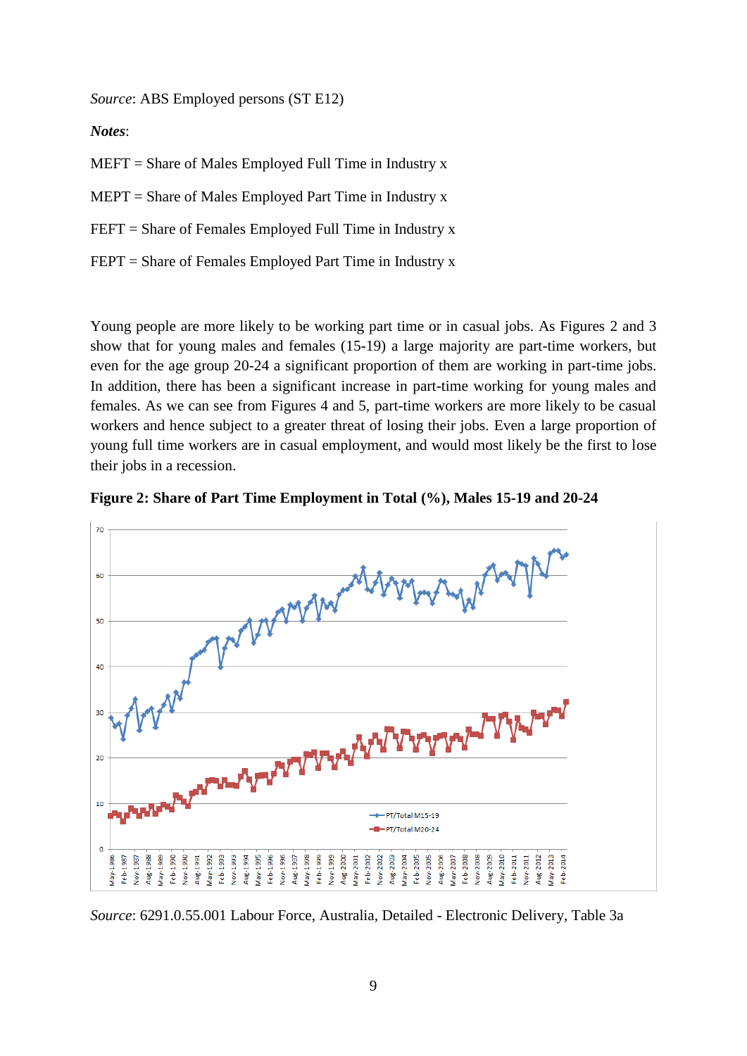*Source*: ABS Employed persons (ST E12)

***Notes***:

MEFT = Share of Males Employed Full Time in Industry x

MEPT = Share of Males Employed Part Time in Industry x

FEFT = Share of Females Employed Full Time in Industry x

FEPT = Share of Females Employed Part Time in Industry x

Young people are more likely to be working part time or in casual jobs. As Figures 2 and 3 show that for young males and females (15-19) a large majority are part-time workers, but even for the age group 20-24 a significant proportion of them are working in part-time jobs. In addition, there has been a significant increase in part-time working for young males and females. As we can see from Figures 4 and 5, part-time workers are more likely to be casual workers and hence subject to a greater threat of losing their jobs. Even a large proportion of young full time workers are in casual employment, and would most likely be the first to lose their jobs in a recession.

**Figure 2: Share of Part Time Employment in Total (%), Males 15-19 and 20-24**

*Source*: 6291.0.55.001 Labour Force, Australia, Detailed - Electronic Delivery, Table 3a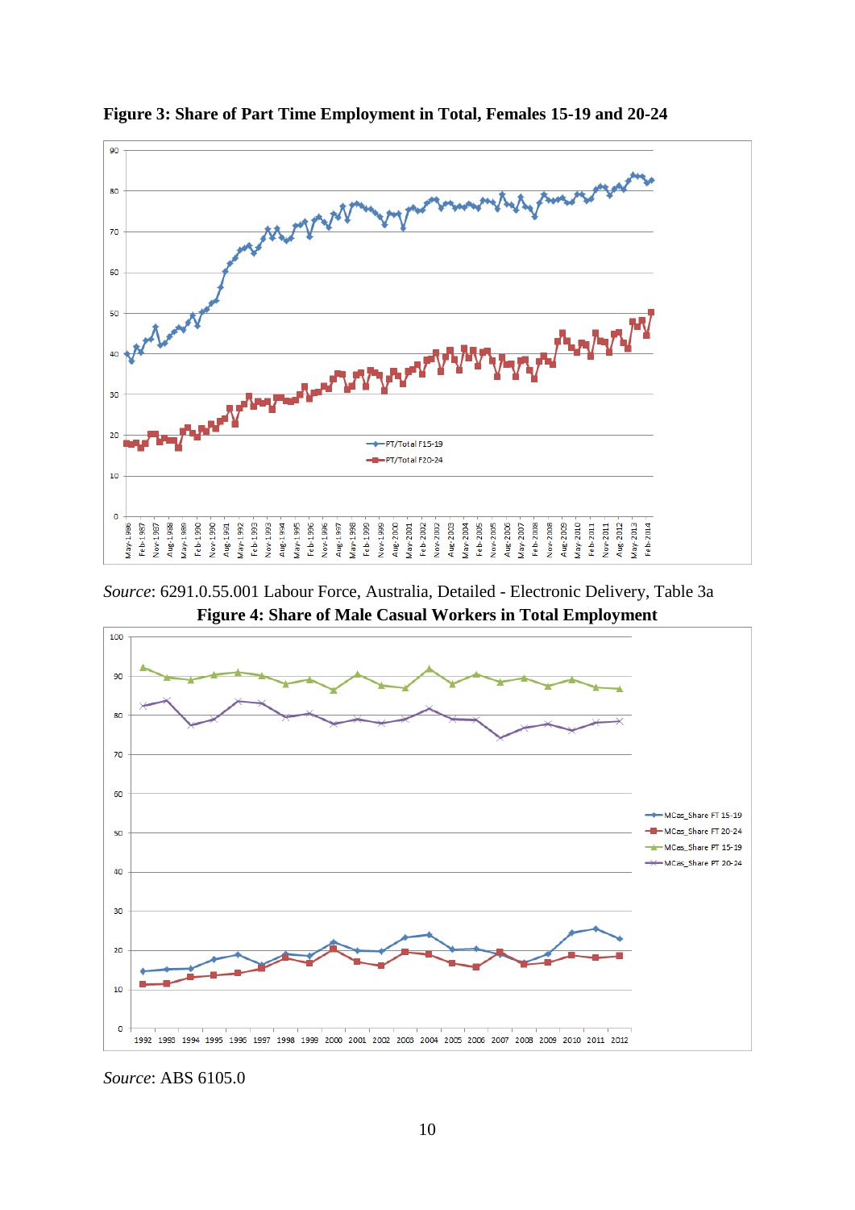**Figure 3: Share of Part Time Employment in Total, Females 15-19 and 20-24**

*Source*: 6291.0.55.001 Labour Force, Australia, Detailed - Electronic Delivery, Table 3a

**Figure 4: Share of Male Casual Workers in Total Employment**

*Source*: ABS 6105.0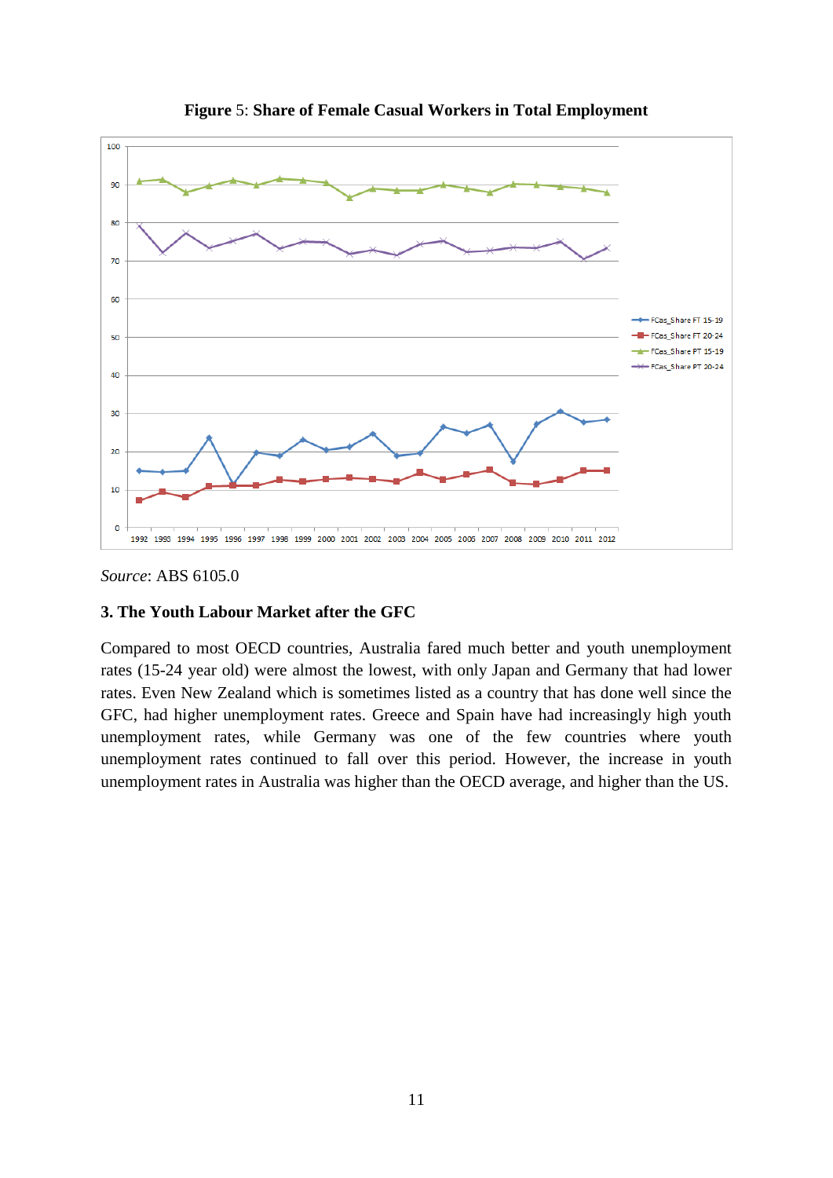**Figure 5**: **Share of Female Casual Workers in Total Employment**

*Source*: ABS 6105.0

### 3. The Youth Labour Market after the GFC

Compared to most OECD countries, Australia fared much better and youth unemployment rates (15-24 year old) were almost the lowest, with only Japan and Germany that had lower rates. Even New Zealand which is sometimes listed as a country that has done well since the GFC, had higher unemployment rates. Greece and Spain have had increasingly high youth unemployment rates, while Germany was one of the few countries where youth unemployment rates continued to fall over this period. However, the increase in youth unemployment rates in Australia was higher than the OECD average, and higher than the US.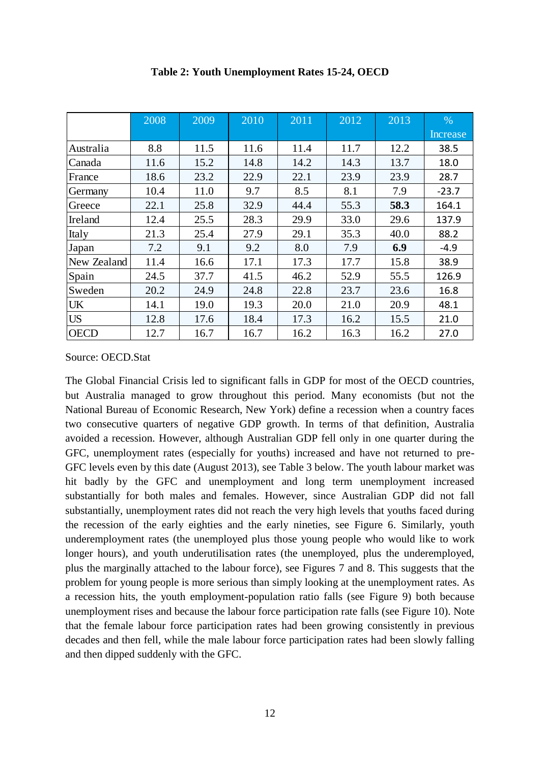**Table 2: Youth Unemployment Rates 15-24, OECD**

| | 2008 | 2009 | 2010 | 2011 | 2012 | 2013 | % Increase |
|---|---|---|---|---|---|---|---|
| Australia | 8.8 | 11.5 | 11.6 | 11.4 | 11.7 | 12.2 | 38.5 |
| Canada | 11.6 | 15.2 | 14.8 | 14.2 | 14.3 | 13.7 | 18.0 |
| France | 18.6 | 23.2 | 22.9 | 22.1 | 23.9 | 23.9 | 28.7 |
| Germany | 10.4 | 11.0 | 9.7 | 8.5 | 8.1 | 7.9 | -23.7 |
| Greece | 22.1 | 25.8 | 32.9 | 44.4 | 55.3 | **58.3** | 164.1 |
| Ireland | 12.4 | 25.5 | 28.3 | 29.9 | 33.0 | 29.6 | 137.9 |
| Italy | 21.3 | 25.4 | 27.9 | 29.1 | 35.3 | 40.0 | 88.2 |
| Japan | 7.2 | 9.1 | 9.2 | 8.0 | 7.9 | **6.9** | -4.9 |
| New Zealand | 11.4 | 16.6 | 17.1 | 17.3 | 17.7 | 15.8 | 38.9 |
| Spain | 24.5 | 37.7 | 41.5 | 46.2 | 52.9 | 55.5 | 126.9 |
| Sweden | 20.2 | 24.9 | 24.8 | 22.8 | 23.7 | 23.6 | 16.8 |
| UK | 14.1 | 19.0 | 19.3 | 20.0 | 21.0 | 20.9 | 48.1 |
| US | 12.8 | 17.6 | 18.4 | 17.3 | 16.2 | 15.5 | 21.0 |
| OECD | 12.7 | 16.7 | 16.7 | 16.2 | 16.3 | 16.2 | 27.0 |

Source: OECD.Stat

The Global Financial Crisis led to significant falls in GDP for most of the OECD countries, but Australia managed to grow throughout this period. Many economists (but not the National Bureau of Economic Research, New York) define a recession when a country faces two consecutive quarters of negative GDP growth. In terms of that definition, Australia avoided a recession. However, although Australian GDP fell only in one quarter during the GFC, unemployment rates (especially for youths) increased and have not returned to pre-GFC levels even by this date (August 2013), see Table 3 below. The youth labour market was hit badly by the GFC and unemployment and long term unemployment increased substantially for both males and females. However, since Australian GDP did not fall substantially, unemployment rates did not reach the very high levels that youths faced during the recession of the early eighties and the early nineties, see Figure 6. Similarly, youth underemployment rates (the unemployed plus those young people who would like to work longer hours), and youth underutilisation rates (the unemployed, plus the underemployed, plus the marginally attached to the labour force), see Figures 7 and 8. This suggests that the problem for young people is more serious than simply looking at the unemployment rates. As a recession hits, the youth employment-population ratio falls (see Figure 9) both because unemployment rises and because the labour force participation rate falls (see Figure 10). Note that the female labour force participation rates had been growing consistently in previous decades and then fell, while the male labour force participation rates had been slowly falling and then dipped suddenly with the GFC.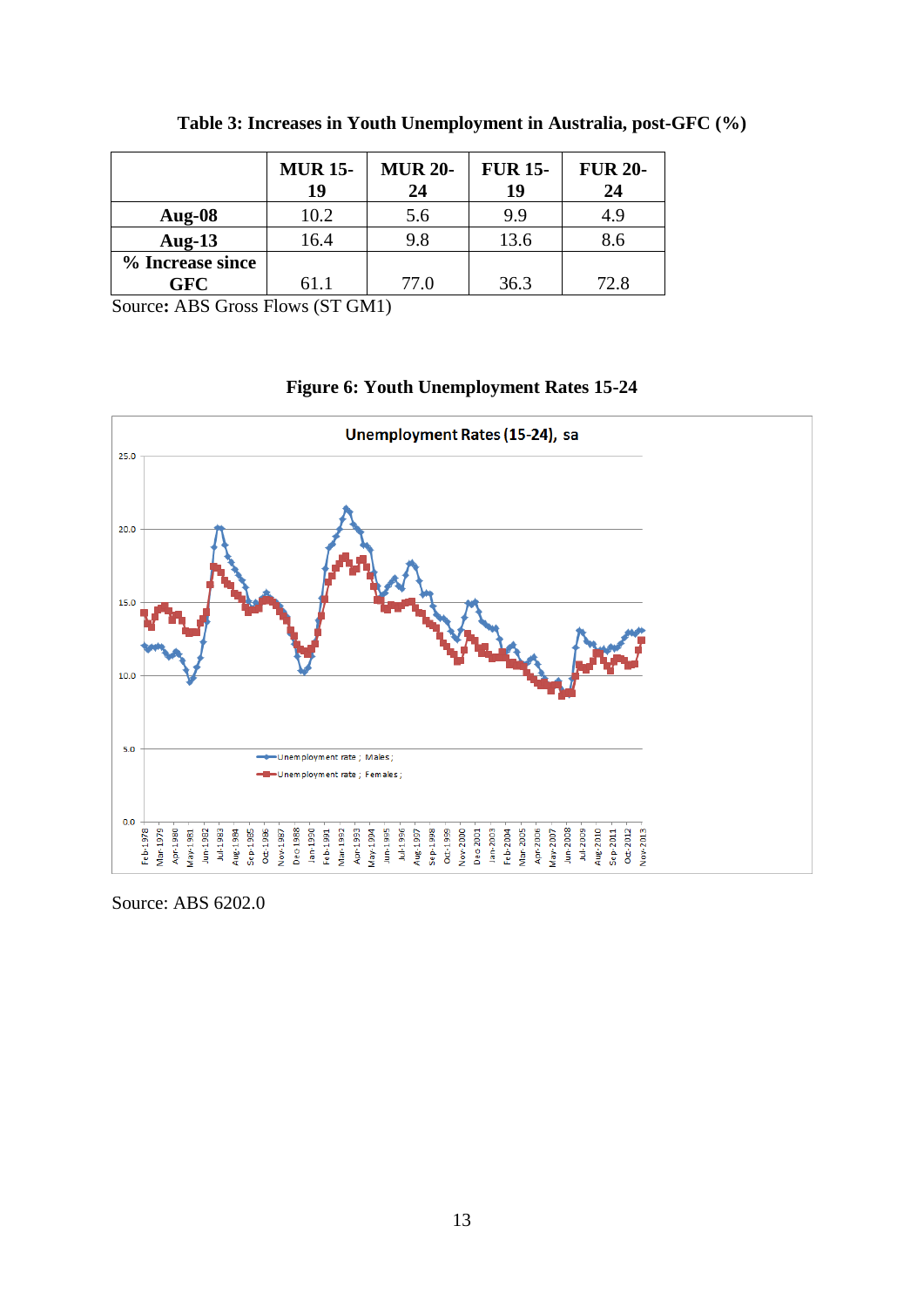**Table 3: Increases in Youth Unemployment in Australia, post-GFC (%)**

| | MUR 15-19 | MUR 20-24 | FUR 15-19 | FUR 20-24 |
|---|---|---|---|---|
| **Aug-08** | 10.2 | 5.6 | 9.9 | 4.9 |
| **Aug-13** | 16.4 | 9.8 | 13.6 | 8.6 |
| **% Increase since GFC** | 61.1 | 77.0 | 36.3 | 72.8 |

Source**:** ABS Gross Flows (ST GM1)

**Figure 6: Youth Unemployment Rates 15-24**

Source: ABS 6202.0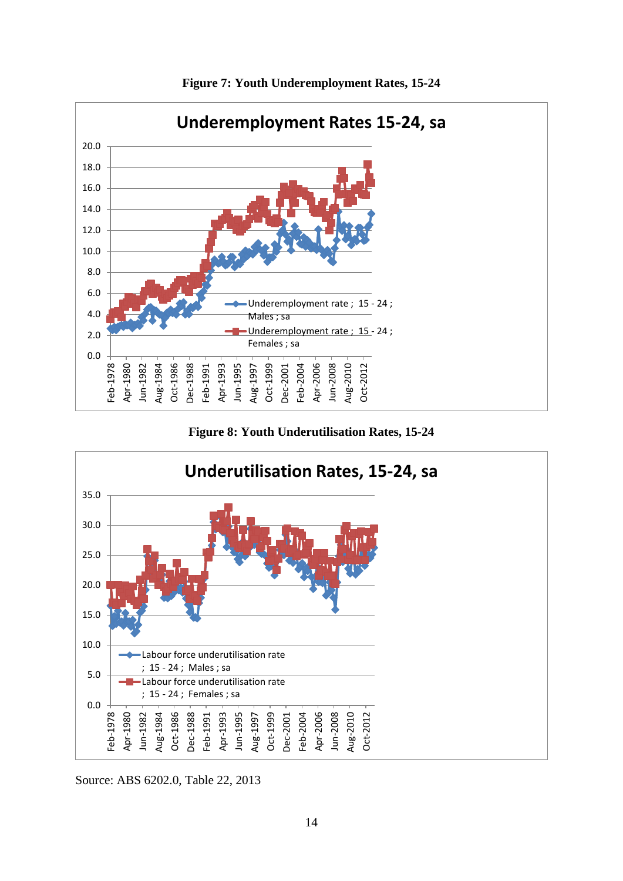**Figure 7: Youth Underemployment Rates, 15-24**

**Figure 8: Youth Underutilisation Rates, 15-24**

Source: ABS 6202.0, Table 22, 2013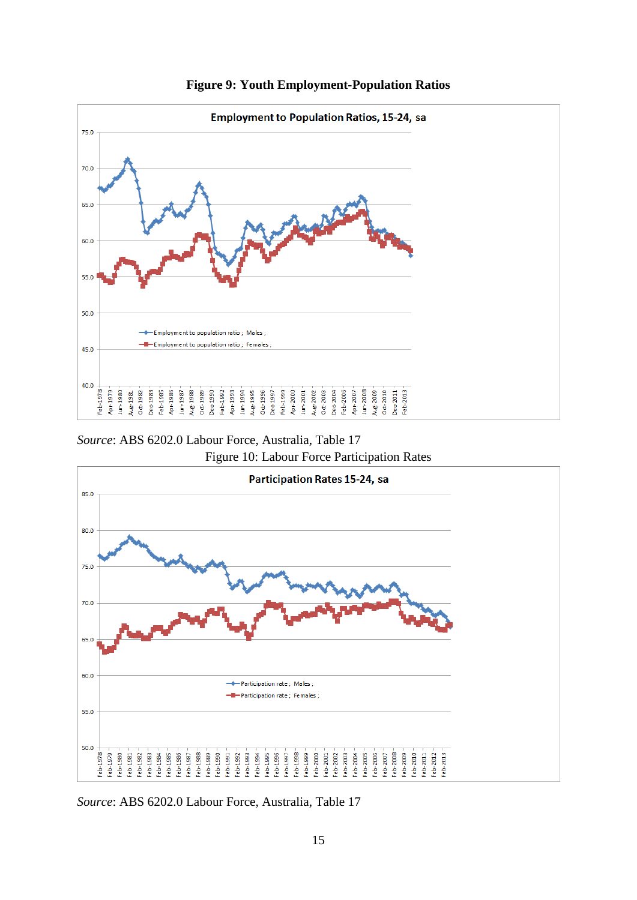**Figure 9: Youth Employment-Population Ratios**

*Source*: ABS 6202.0 Labour Force, Australia, Table 17

Figure 10: Labour Force Participation Rates

*Source*: ABS 6202.0 Labour Force, Australia, Table 17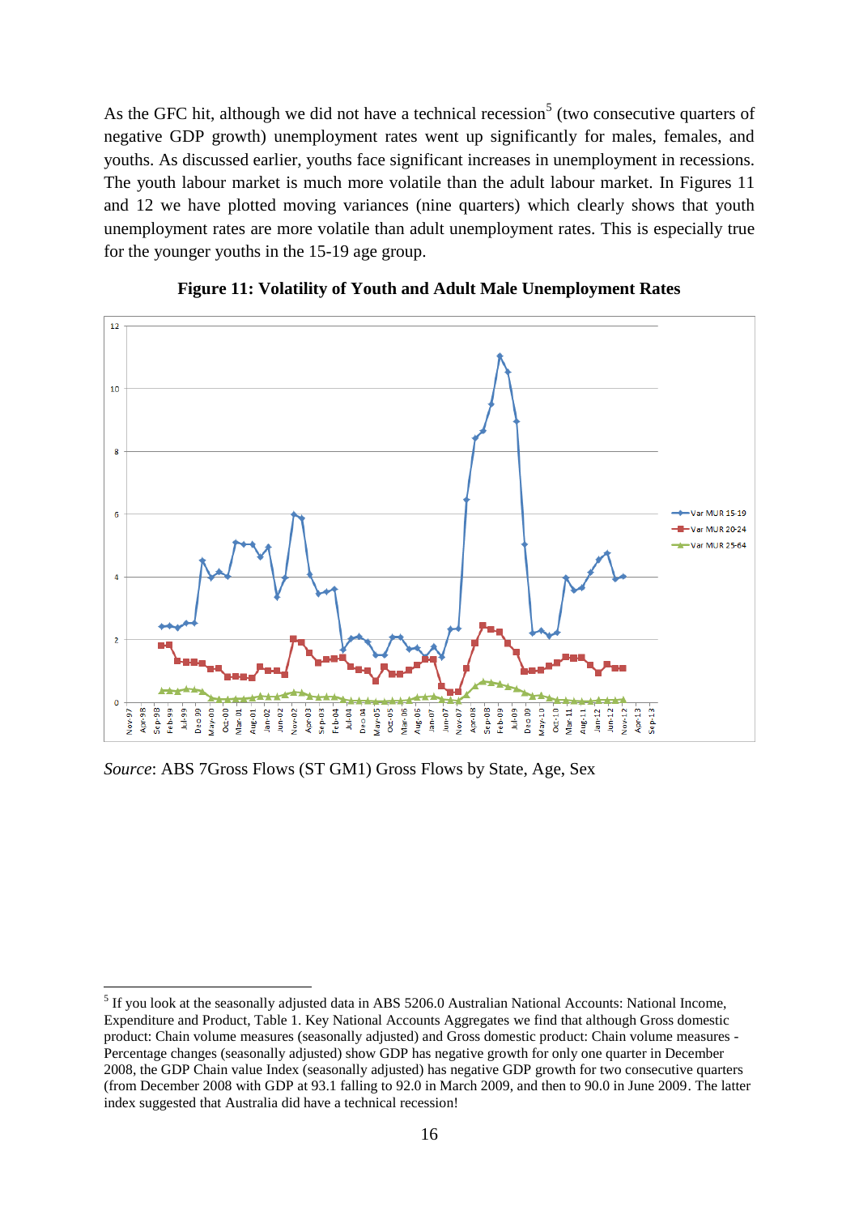As the GFC hit, although we did not have a technical recession[5] (two consecutive quarters of negative GDP growth) unemployment rates went up significantly for males, females, and youths. As discussed earlier, youths face significant increases in unemployment in recessions. The youth labour market is much more volatile than the adult labour market. In Figures 11 and 12 we have plotted moving variances (nine quarters) which clearly shows that youth unemployment rates are more volatile than adult unemployment rates. This is especially true for the younger youths in the 15-19 age group.

**Figure 11: Volatility of Youth and Adult Male Unemployment Rates**

*Source*: ABS 7Gross Flows (ST GM1) Gross Flows by State, Age, Sex

[5] If you look at the seasonally adjusted data in ABS 5206.0 Australian National Accounts: National Income, Expenditure and Product, Table 1. Key National Accounts Aggregates we find that although Gross domestic product: Chain volume measures (seasonally adjusted) and Gross domestic product: Chain volume measures - Percentage changes (seasonally adjusted) show GDP has negative growth for only one quarter in December 2008, the GDP Chain value Index (seasonally adjusted) has negative GDP growth for two consecutive quarters (from December 2008 with GDP at 93.1 falling to 92.0 in March 2009, and then to 90.0 in June 2009. The latter index suggested that Australia did have a technical recession!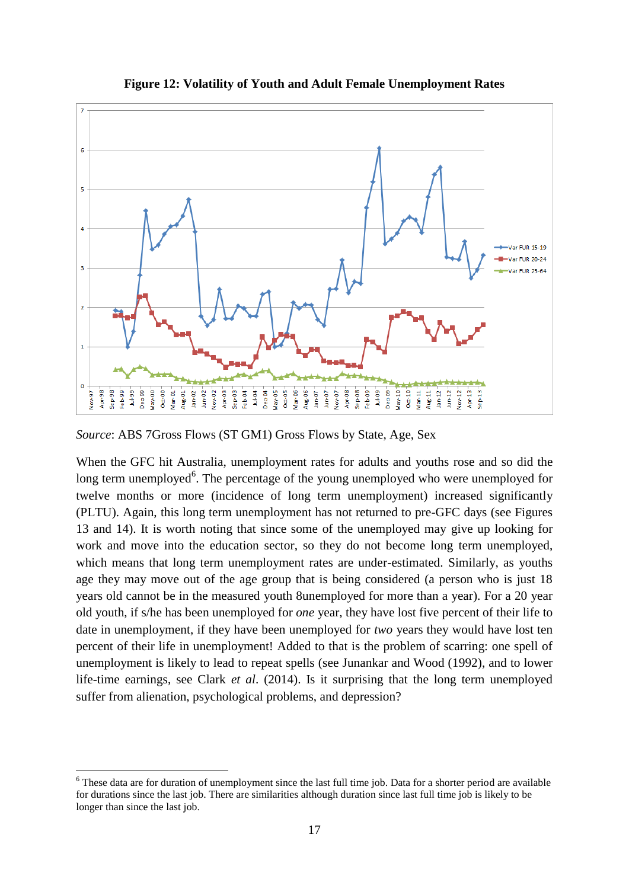**Figure 12: Volatility of Youth and Adult Female Unemployment Rates**

*Source*: ABS 7Gross Flows (ST GM1) Gross Flows by State, Age, Sex

When the GFC hit Australia, unemployment rates for adults and youths rose and so did the long term unemployed[6]. The percentage of the young unemployed who were unemployed for twelve months or more (incidence of long term unemployment) increased significantly (PLTU). Again, this long term unemployment has not returned to pre-GFC days (see Figures 13 and 14). It is worth noting that since some of the unemployed may give up looking for work and move into the education sector, so they do not become long term unemployed, which means that long term unemployment rates are under-estimated. Similarly, as youths age they may move out of the age group that is being considered (a person who is just 18 years old cannot be in the measured youth 8unemployed for more than a year). For a 20 year old youth, if s/he has been unemployed for *one* year, they have lost five percent of their life to date in unemployment, if they have been unemployed for *two* years they would have lost ten percent of their life in unemployment! Added to that is the problem of scarring: one spell of unemployment is likely to lead to repeat spells (see Junankar and Wood (1992), and to lower life-time earnings, see Clark *et al*. (2014). Is it surprising that the long term unemployed suffer from alienation, psychological problems, and depression?

[6] These data are for duration of unemployment since the last full time job. Data for a shorter period are available for durations since the last job. There are similarities although duration since last full time job is likely to be longer than since the last job.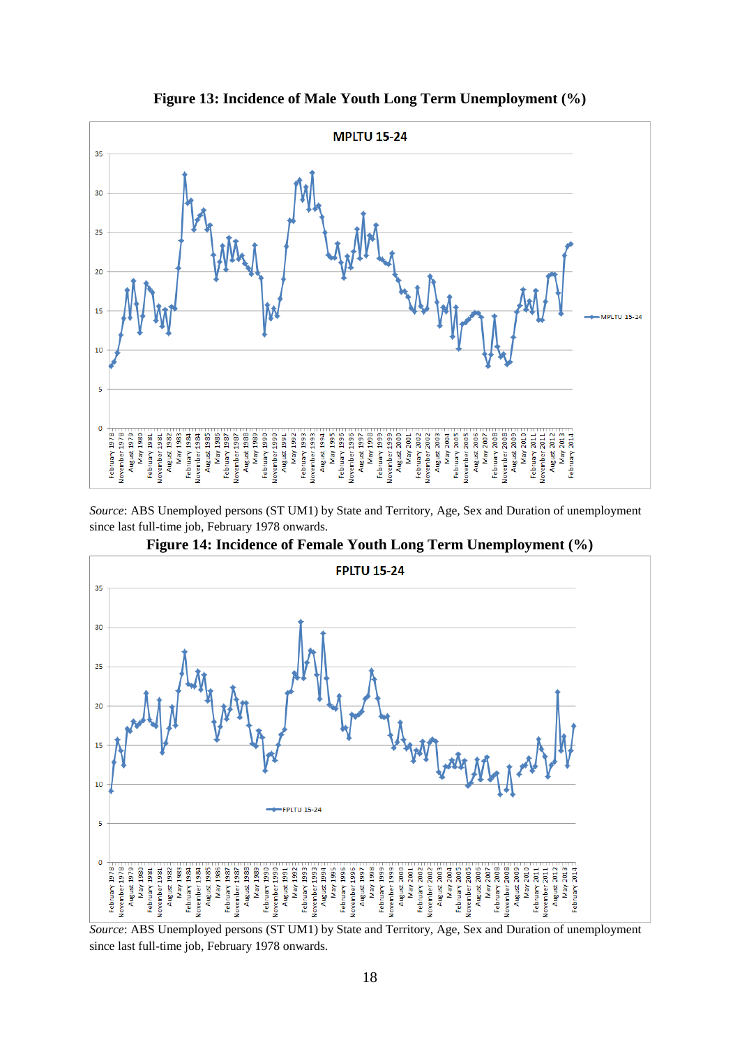**Figure 13: Incidence of Male Youth Long Term Unemployment (%)**

*Source*: ABS Unemployed persons (ST UM1) by State and Territory, Age, Sex and Duration of unemployment since last full-time job, February 1978 onwards.

**Figure 14: Incidence of Female Youth Long Term Unemployment (%)**

*Source*: ABS Unemployed persons (ST UM1) by State and Territory, Age, Sex and Duration of unemployment since last full-time job, February 1978 onwards.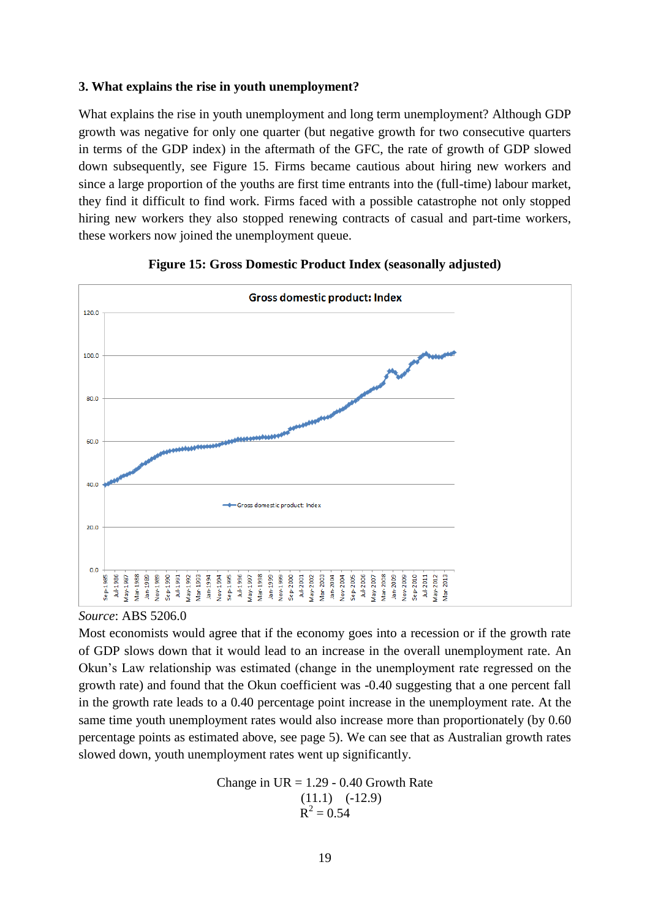### 3. What explains the rise in youth unemployment?

What explains the rise in youth unemployment and long term unemployment? Although GDP growth was negative for only one quarter (but negative growth for two consecutive quarters in terms of the GDP index) in the aftermath of the GFC, the rate of growth of GDP slowed down subsequently, see Figure 15. Firms became cautious about hiring new workers and since a large proportion of the youths are first time entrants into the (full-time) labour market, they find it difficult to find work. Firms faced with a possible catastrophe not only stopped hiring new workers they also stopped renewing contracts of casual and part-time workers, these workers now joined the unemployment queue.

**Figure 15: Gross Domestic Product Index (seasonally adjusted)**

*Source*: ABS 5206.0

Most economists would agree that if the economy goes into a recession or if the growth rate of GDP slows down that it would lead to an increase in the overall unemployment rate. An Okun's Law relationship was estimated (change in the unemployment rate regressed on the growth rate) and found that the Okun coefficient was -0.40 suggesting that a one percent fall in the growth rate leads to a 0.40 percentage point increase in the unemployment rate. At the same time youth unemployment rates would also increase more than proportionately (by 0.60 percentage points as estimated above, see page 5). We can see that as Australian growth rates slowed down, youth unemployment rates went up significantly.

$$\text{Change in UR} = \underset{(11.1)}{1.29} - \underset{(-12.9)}{0.40}\ \text{Growth Rate}$$

$$R^2 = 0.54$$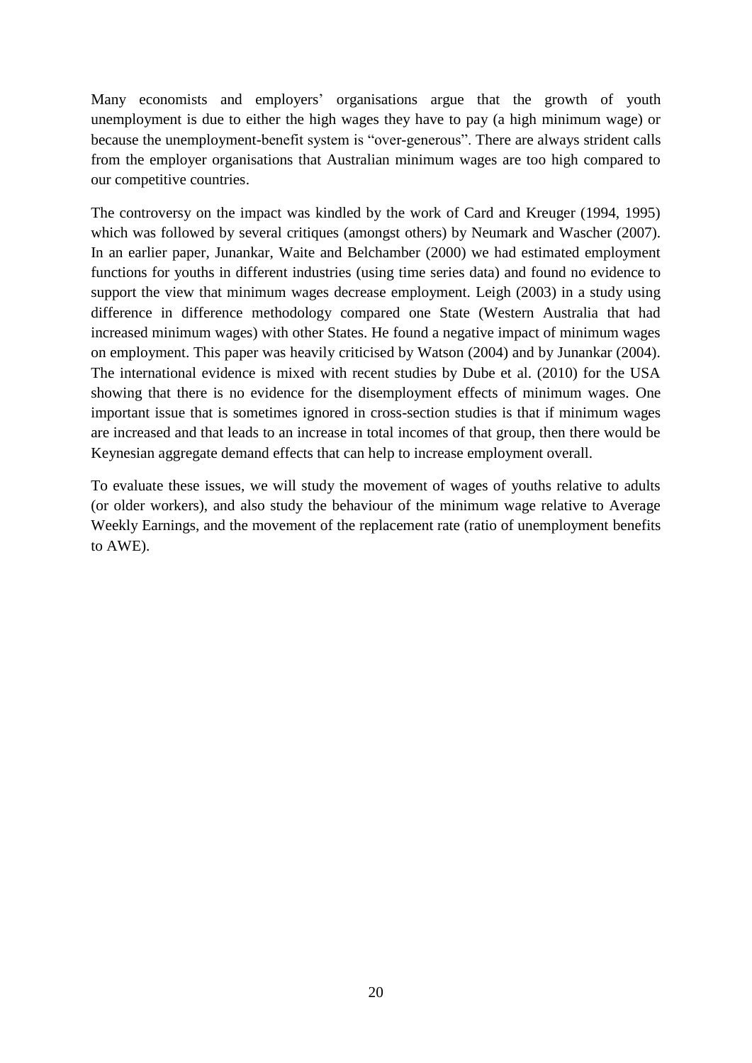Many economists and employers' organisations argue that the growth of youth unemployment is due to either the high wages they have to pay (a high minimum wage) or because the unemployment-benefit system is "over-generous". There are always strident calls from the employer organisations that Australian minimum wages are too high compared to our competitive countries.

The controversy on the impact was kindled by the work of Card and Kreuger (1994, 1995) which was followed by several critiques (amongst others) by Neumark and Wascher (2007). In an earlier paper, Junankar, Waite and Belchamber (2000) we had estimated employment functions for youths in different industries (using time series data) and found no evidence to support the view that minimum wages decrease employment. Leigh (2003) in a study using difference in difference methodology compared one State (Western Australia that had increased minimum wages) with other States. He found a negative impact of minimum wages on employment. This paper was heavily criticised by Watson (2004) and by Junankar (2004). The international evidence is mixed with recent studies by Dube et al. (2010) for the USA showing that there is no evidence for the disemployment effects of minimum wages. One important issue that is sometimes ignored in cross-section studies is that if minimum wages are increased and that leads to an increase in total incomes of that group, then there would be Keynesian aggregate demand effects that can help to increase employment overall.

To evaluate these issues, we will study the movement of wages of youths relative to adults (or older workers), and also study the behaviour of the minimum wage relative to Average Weekly Earnings, and the movement of the replacement rate (ratio of unemployment benefits to AWE).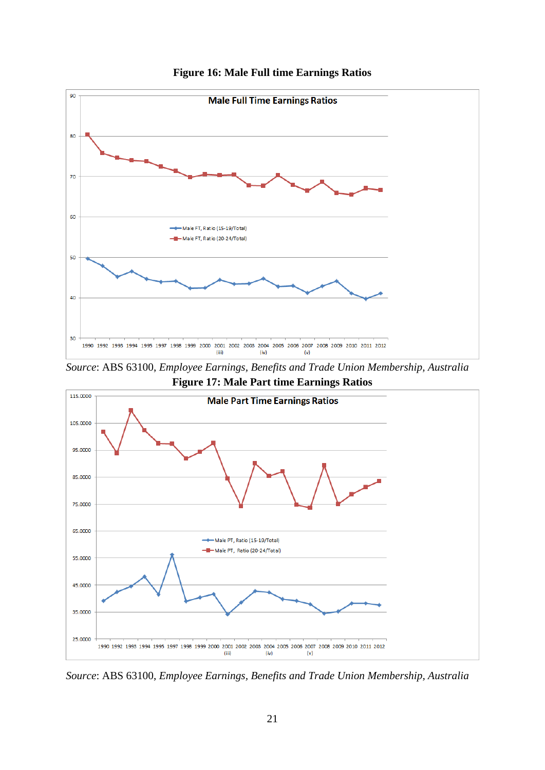**Figure 16: Male Full time Earnings Ratios**

*Source*: ABS 63100, *Employee Earnings, Benefits and Trade Union Membership, Australia*

**Figure 17: Male Part time Earnings Ratios**

*Source*: ABS 63100, *Employee Earnings, Benefits and Trade Union Membership, Australia*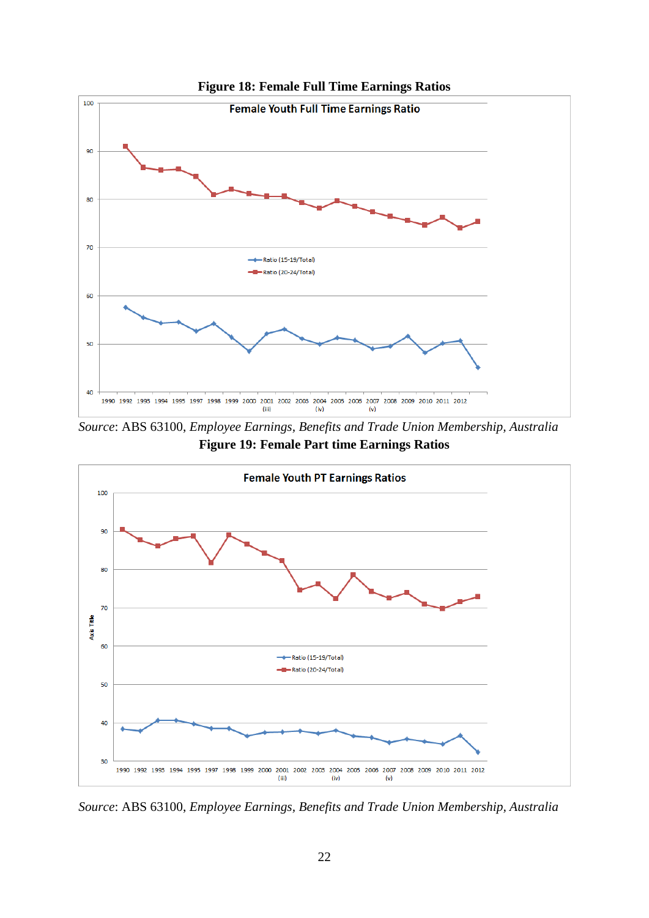**Figure 18: Female Full Time Earnings Ratios**

*Source*: ABS 63100, *Employee Earnings, Benefits and Trade Union Membership, Australia*

**Figure 19: Female Part time Earnings Ratios**

*Source*: ABS 63100, *Employee Earnings, Benefits and Trade Union Membership, Australia*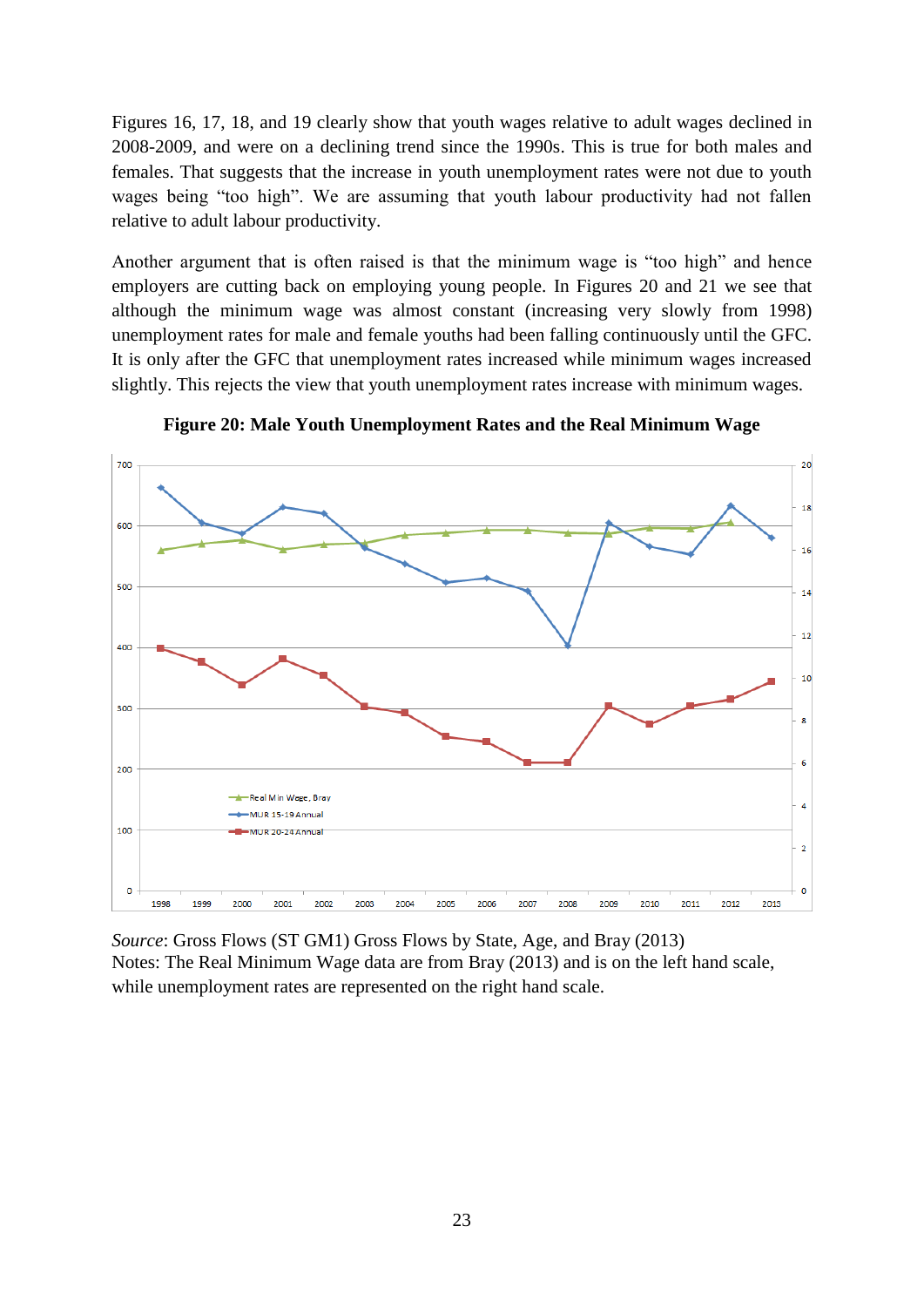Figures 16, 17, 18, and 19 clearly show that youth wages relative to adult wages declined in 2008-2009, and were on a declining trend since the 1990s. This is true for both males and females. That suggests that the increase in youth unemployment rates were not due to youth wages being "too high". We are assuming that youth labour productivity had not fallen relative to adult labour productivity.

Another argument that is often raised is that the minimum wage is "too high" and hence employers are cutting back on employing young people. In Figures 20 and 21 we see that although the minimum wage was almost constant (increasing very slowly from 1998) unemployment rates for male and female youths had been falling continuously until the GFC. It is only after the GFC that unemployment rates increased while minimum wages increased slightly. This rejects the view that youth unemployment rates increase with minimum wages.

**Figure 20: Male Youth Unemployment Rates and the Real Minimum Wage**

*Source*: Gross Flows (ST GM1) Gross Flows by State, Age, and Bray (2013)
Notes: The Real Minimum Wage data are from Bray (2013) and is on the left hand scale, while unemployment rates are represented on the right hand scale.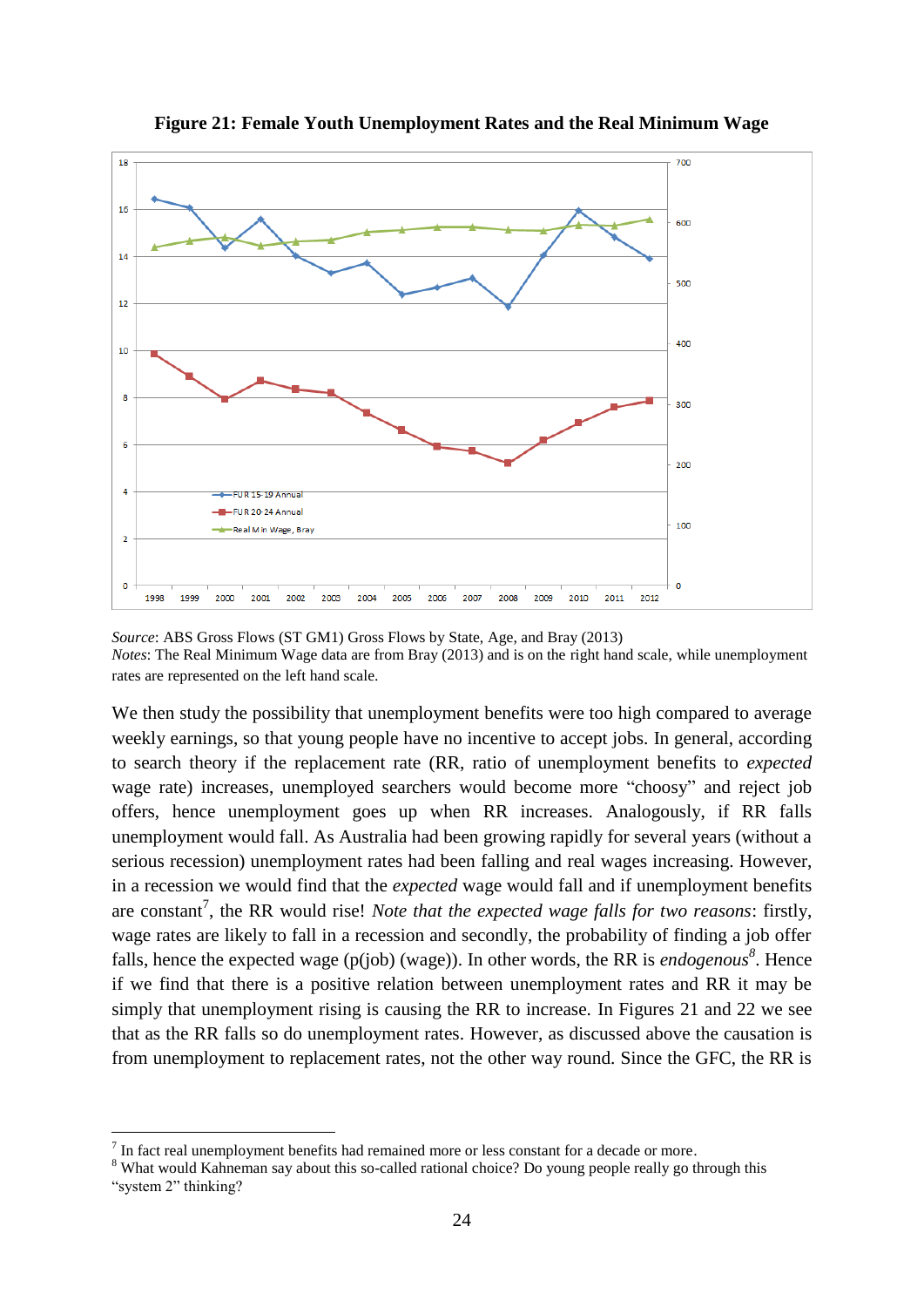**Figure 21: Female Youth Unemployment Rates and the Real Minimum Wage**

*Source*: ABS Gross Flows (ST GM1) Gross Flows by State, Age, and Bray (2013)
*Notes*: The Real Minimum Wage data are from Bray (2013) and is on the right hand scale, while unemployment rates are represented on the left hand scale.

We then study the possibility that unemployment benefits were too high compared to average weekly earnings, so that young people have no incentive to accept jobs. In general, according to search theory if the replacement rate (RR, ratio of unemployment benefits to *expected* wage rate) increases, unemployed searchers would become more "choosy" and reject job offers, hence unemployment goes up when RR increases. Analogously, if RR falls unemployment would fall. As Australia had been growing rapidly for several years (without a serious recession) unemployment rates had been falling and real wages increasing. However, in a recession we would find that the *expected* wage would fall and if unemployment benefits are constant[7], the RR would rise! *Note that the expected wage falls for two reasons*: firstly, wage rates are likely to fall in a recession and secondly, the probability of finding a job offer falls, hence the expected wage (p(job) (wage)). In other words, the RR is *endogenous*[8]. Hence if we find that there is a positive relation between unemployment rates and RR it may be simply that unemployment rising is causing the RR to increase. In Figures 21 and 22 we see that as the RR falls so do unemployment rates. However, as discussed above the causation is from unemployment to replacement rates, not the other way round. Since the GFC, the RR is

---

[7] In fact real unemployment benefits had remained more or less constant for a decade or more.

[8] What would Kahneman say about this so-called rational choice? Do young people really go through this "system 2" thinking?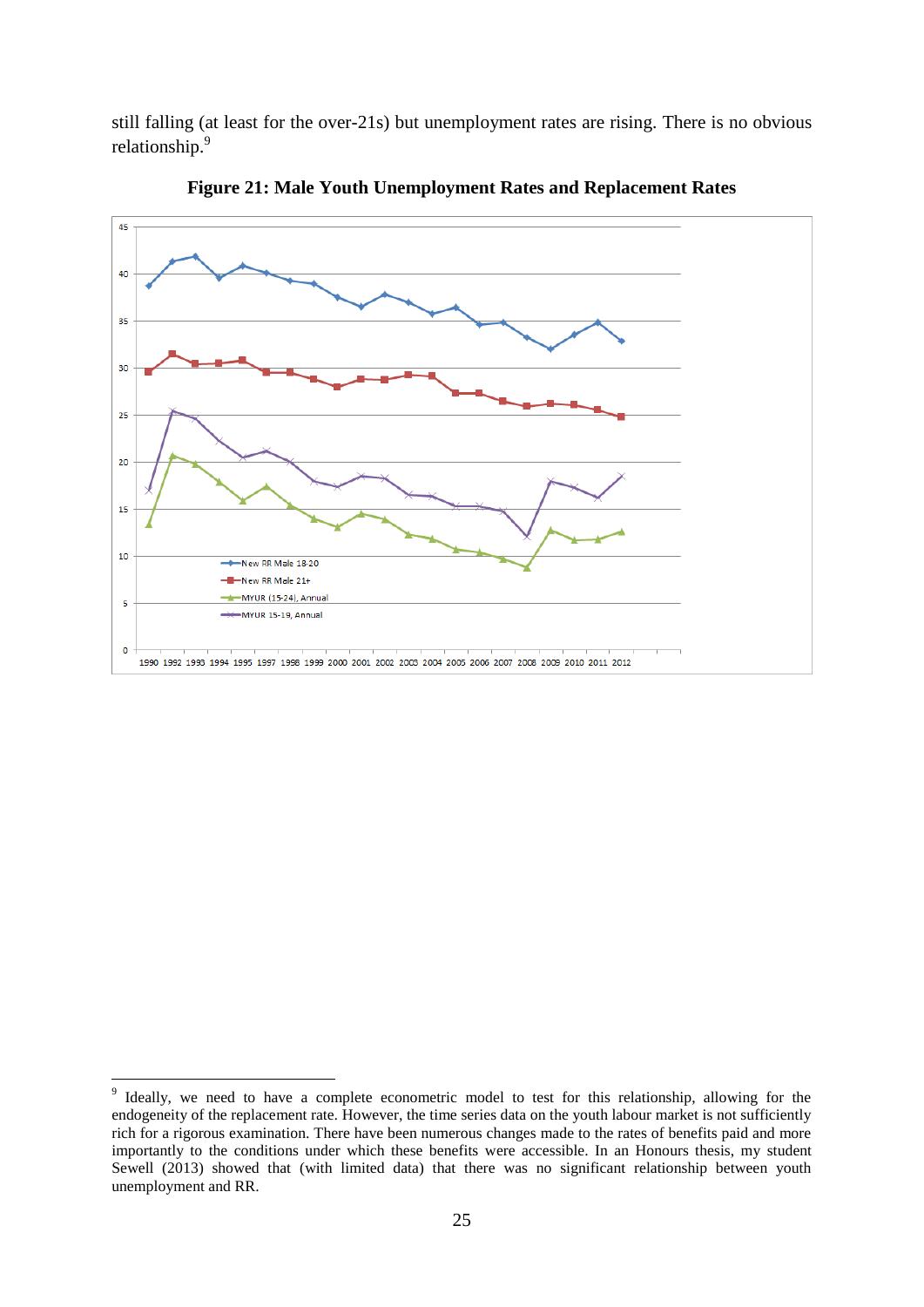still falling (at least for the over-21s) but unemployment rates are rising. There is no obvious relationship.[9]

**Figure 21: Male Youth Unemployment Rates and Replacement Rates**

[9] Ideally, we need to have a complete econometric model to test for this relationship, allowing for the endogeneity of the replacement rate. However, the time series data on the youth labour market is not sufficiently rich for a rigorous examination. There have been numerous changes made to the rates of benefits paid and more importantly to the conditions under which these benefits were accessible. In an Honours thesis, my student Sewell (2013) showed that (with limited data) that there was no significant relationship between youth unemployment and RR.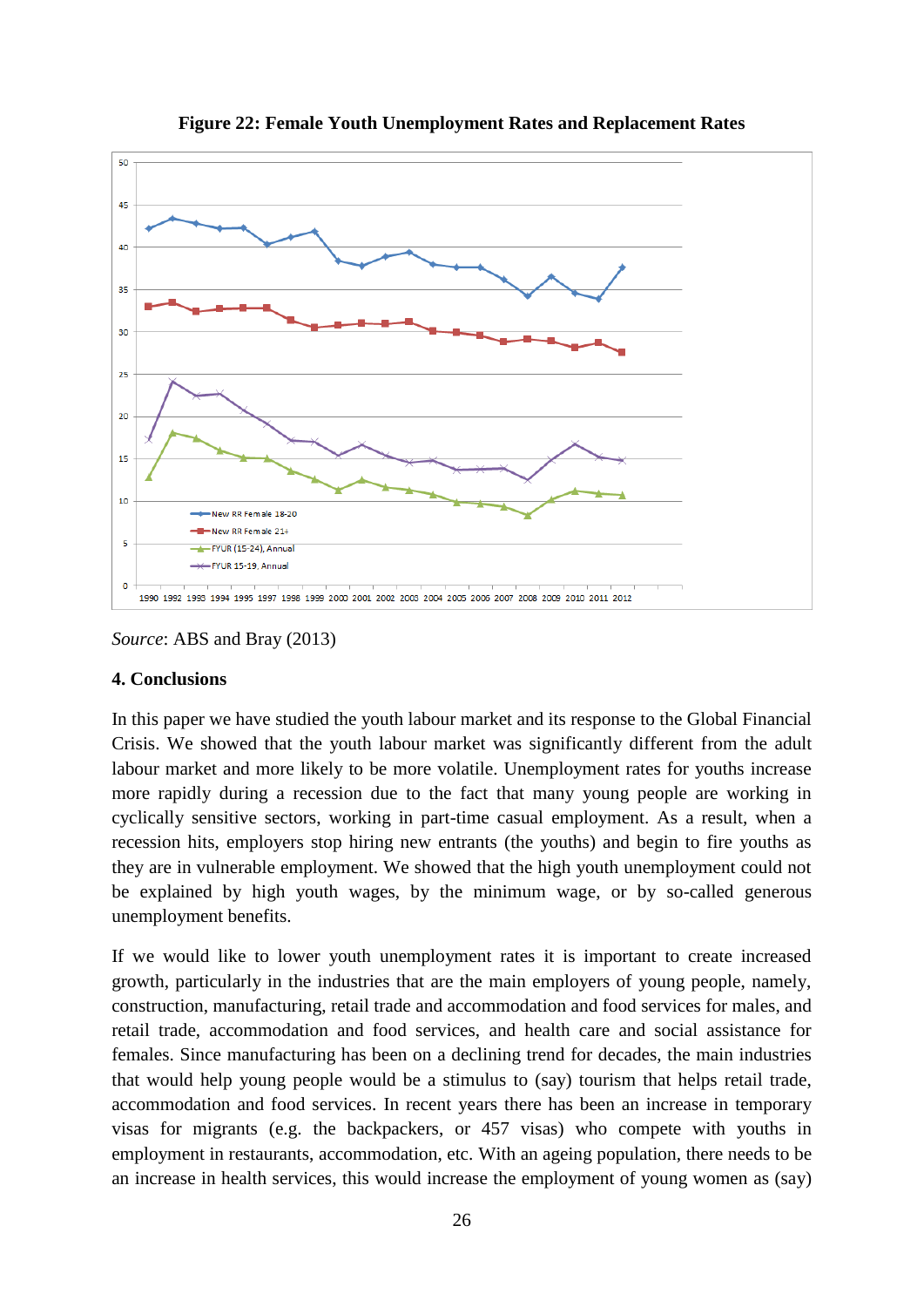**Figure 22: Female Youth Unemployment Rates and Replacement Rates**

*Source*: ABS and Bray (2013)

## 4. Conclusions

In this paper we have studied the youth labour market and its response to the Global Financial Crisis. We showed that the youth labour market was significantly different from the adult labour market and more likely to be more volatile. Unemployment rates for youths increase more rapidly during a recession due to the fact that many young people are working in cyclically sensitive sectors, working in part-time casual employment. As a result, when a recession hits, employers stop hiring new entrants (the youths) and begin to fire youths as they are in vulnerable employment. We showed that the high youth unemployment could not be explained by high youth wages, by the minimum wage, or by so-called generous unemployment benefits.

If we would like to lower youth unemployment rates it is important to create increased growth, particularly in the industries that are the main employers of young people, namely, construction, manufacturing, retail trade and accommodation and food services for males, and retail trade, accommodation and food services, and health care and social assistance for females. Since manufacturing has been on a declining trend for decades, the main industries that would help young people would be a stimulus to (say) tourism that helps retail trade, accommodation and food services. In recent years there has been an increase in temporary visas for migrants (e.g. the backpackers, or 457 visas) who compete with youths in employment in restaurants, accommodation, etc. With an ageing population, there needs to be an increase in health services, this would increase the employment of young women as (say)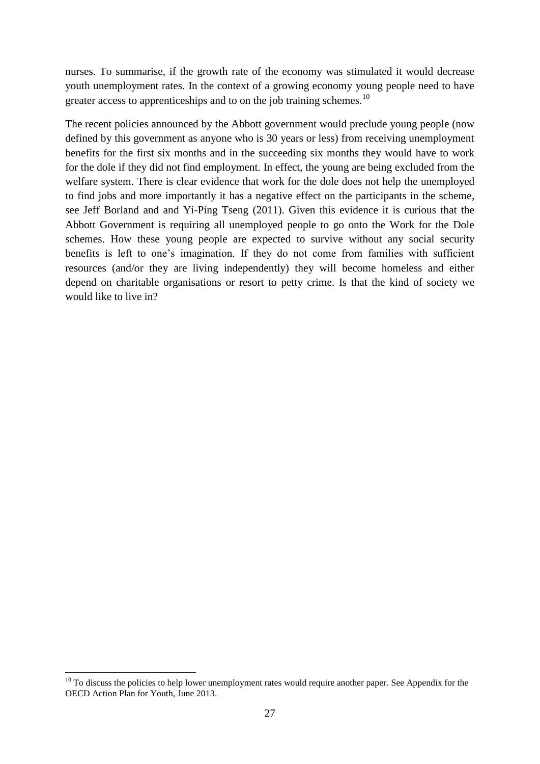nurses. To summarise, if the growth rate of the economy was stimulated it would decrease youth unemployment rates. In the context of a growing economy young people need to have greater access to apprenticeships and to on the job training schemes.[10]

The recent policies announced by the Abbott government would preclude young people (now defined by this government as anyone who is 30 years or less) from receiving unemployment benefits for the first six months and in the succeeding six months they would have to work for the dole if they did not find employment. In effect, the young are being excluded from the welfare system. There is clear evidence that work for the dole does not help the unemployed to find jobs and more importantly it has a negative effect on the participants in the scheme, see Jeff Borland and and Yi-Ping Tseng (2011). Given this evidence it is curious that the Abbott Government is requiring all unemployed people to go onto the Work for the Dole schemes. How these young people are expected to survive without any social security benefits is left to one's imagination. If they do not come from families with sufficient resources (and/or they are living independently) they will become homeless and either depend on charitable organisations or resort to petty crime. Is that the kind of society we would like to live in?

---

[10] To discuss the policies to help lower unemployment rates would require another paper. See Appendix for the OECD Action Plan for Youth, June 2013.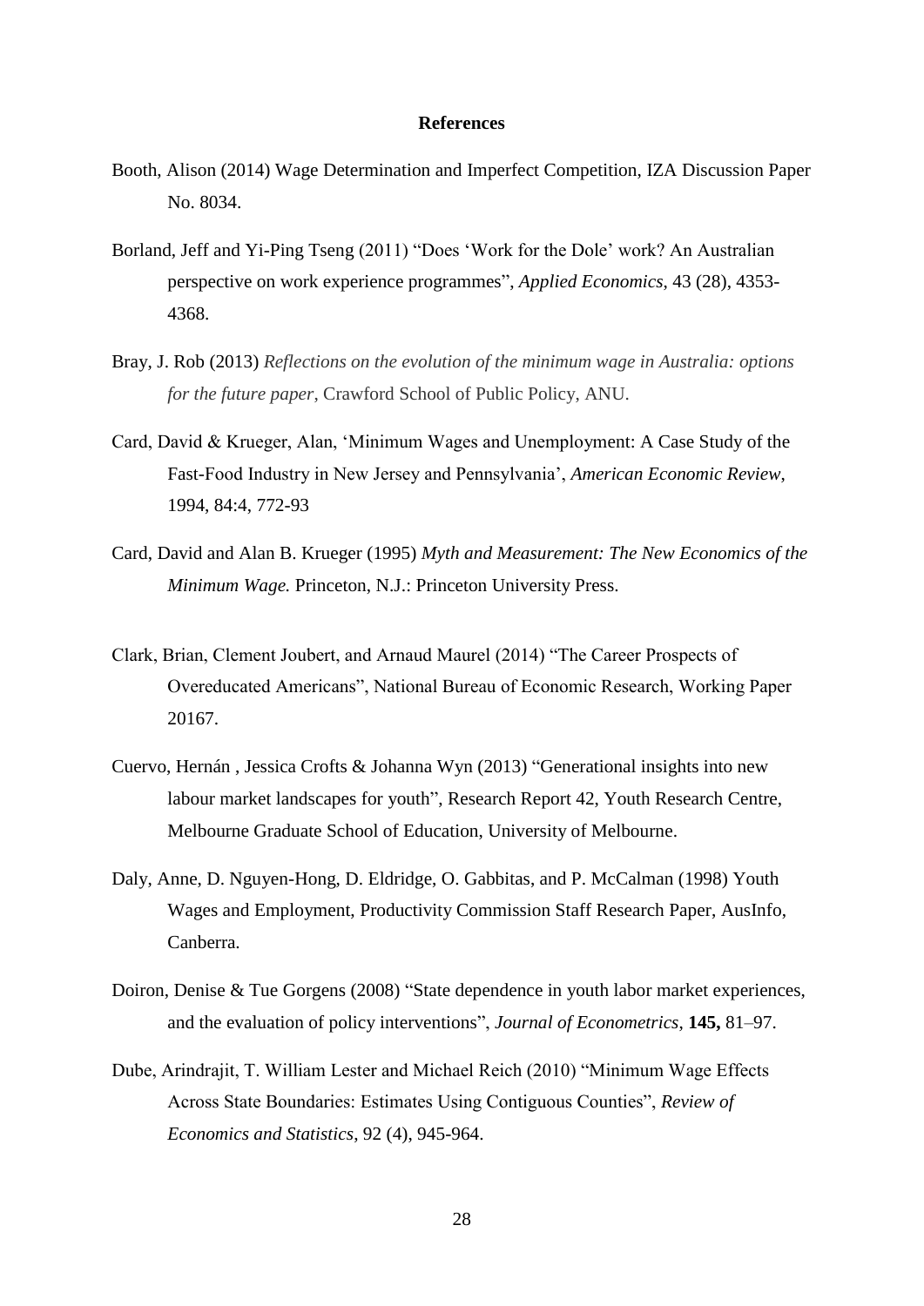## References

Booth, Alison (2014) Wage Determination and Imperfect Competition, IZA Discussion Paper No. 8034.

Borland, Jeff and Yi-Ping Tseng (2011) "Does 'Work for the Dole' work? An Australian perspective on work experience programmes", *Applied Economics*, 43 (28), 4353-4368.

Bray, J. Rob (2013) *Reflections on the evolution of the minimum wage in Australia: options for the future paper*, Crawford School of Public Policy, ANU.

Card, David & Krueger, Alan, 'Minimum Wages and Unemployment: A Case Study of the Fast-Food Industry in New Jersey and Pennsylvania', *American Economic Review*, 1994, 84:4, 772-93

Card, David and Alan B. Krueger (1995) *Myth and Measurement: The New Economics of the Minimum Wage.* Princeton, N.J.: Princeton University Press.

Clark, Brian, Clement Joubert, and Arnaud Maurel (2014) "The Career Prospects of Overeducated Americans", National Bureau of Economic Research, Working Paper 20167.

Cuervo, Hernán , Jessica Crofts & Johanna Wyn (2013) "Generational insights into new labour market landscapes for youth", Research Report 42, Youth Research Centre, Melbourne Graduate School of Education, University of Melbourne.

Daly, Anne, D. Nguyen-Hong, D. Eldridge, O. Gabbitas, and P. McCalman (1998) Youth Wages and Employment, Productivity Commission Staff Research Paper, AusInfo, Canberra.

Doiron, Denise & Tue Gorgens (2008) "State dependence in youth labor market experiences, and the evaluation of policy interventions", *Journal of Econometrics*, **145,** 81–97.

Dube, Arindrajit, T. William Lester and Michael Reich (2010) "Minimum Wage Effects Across State Boundaries: Estimates Using Contiguous Counties", *Review of Economics and Statistics*, 92 (4), 945-964.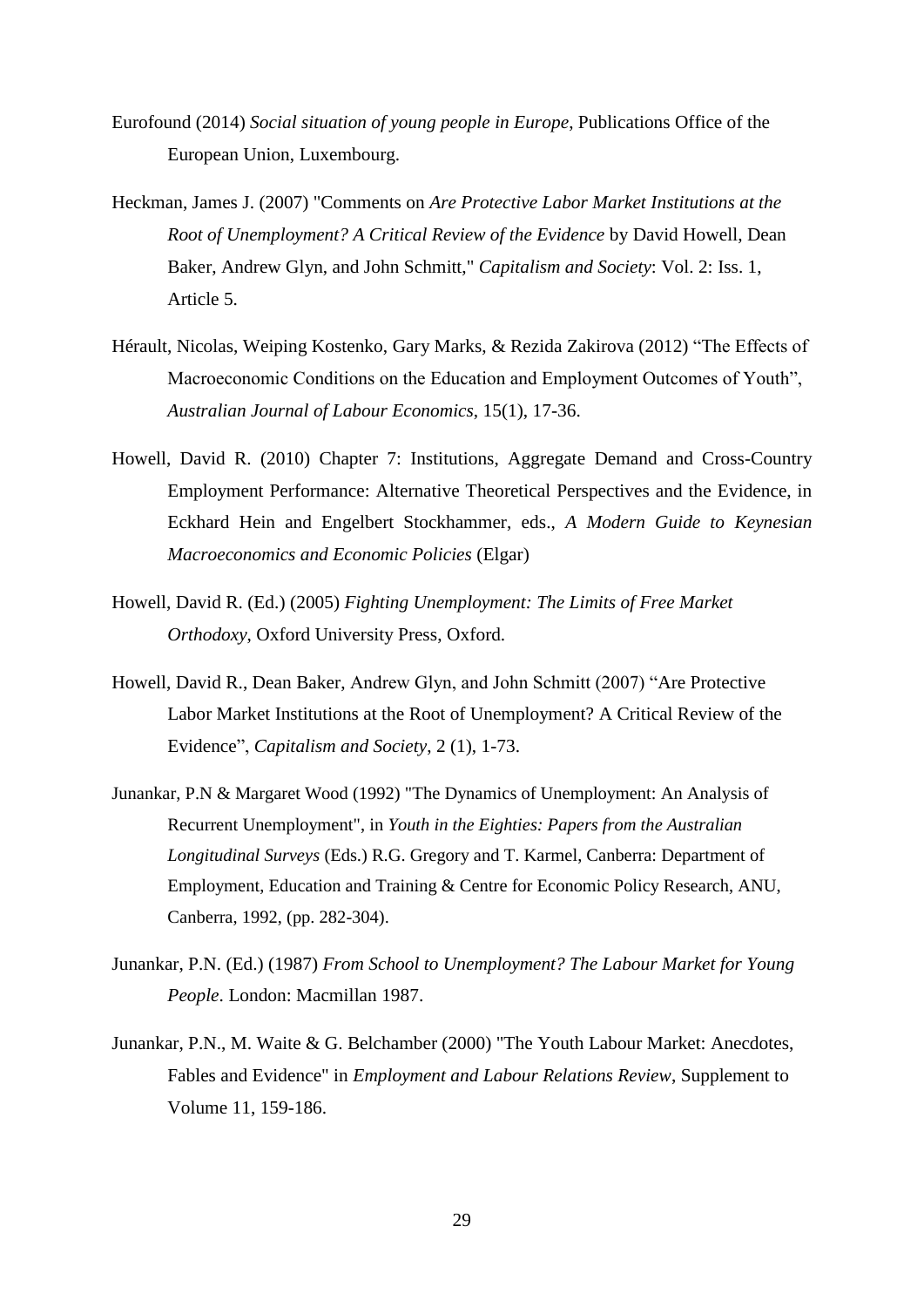Eurofound (2014) *Social situation of young people in Europe*, Publications Office of the European Union, Luxembourg.

Heckman, James J. (2007) "Comments on *Are Protective Labor Market Institutions at the Root of Unemployment? A Critical Review of the Evidence* by David Howell, Dean Baker, Andrew Glyn, and John Schmitt," *Capitalism and Society*: Vol. 2: Iss. 1, Article 5.

Hérault, Nicolas, Weiping Kostenko, Gary Marks, & Rezida Zakirova (2012) "The Effects of Macroeconomic Conditions on the Education and Employment Outcomes of Youth", *Australian Journal of Labour Economics*, 15(1), 17-36.

Howell, David R. (2010) Chapter 7: Institutions, Aggregate Demand and Cross-Country Employment Performance: Alternative Theoretical Perspectives and the Evidence, in Eckhard Hein and Engelbert Stockhammer, eds., *A Modern Guide to Keynesian Macroeconomics and Economic Policies* (Elgar)

Howell, David R. (Ed.) (2005) *Fighting Unemployment: The Limits of Free Market Orthodoxy*, Oxford University Press, Oxford.

Howell, David R., Dean Baker, Andrew Glyn, and John Schmitt (2007) "Are Protective Labor Market Institutions at the Root of Unemployment? A Critical Review of the Evidence", *Capitalism and Society*, 2 (1), 1-73.

Junankar, P.N & Margaret Wood (1992) "The Dynamics of Unemployment: An Analysis of Recurrent Unemployment", in *Youth in the Eighties: Papers from the Australian Longitudinal Surveys* (Eds.) R.G. Gregory and T. Karmel, Canberra: Department of Employment, Education and Training & Centre for Economic Policy Research, ANU, Canberra, 1992, (pp. 282-304).

Junankar, P.N. (Ed.) (1987) *From School to Unemployment? The Labour Market for Young People*. London: Macmillan 1987.

Junankar, P.N., M. Waite & G. Belchamber (2000) "The Youth Labour Market: Anecdotes, Fables and Evidence" in *Employment and Labour Relations Review*, Supplement to Volume 11, 159-186.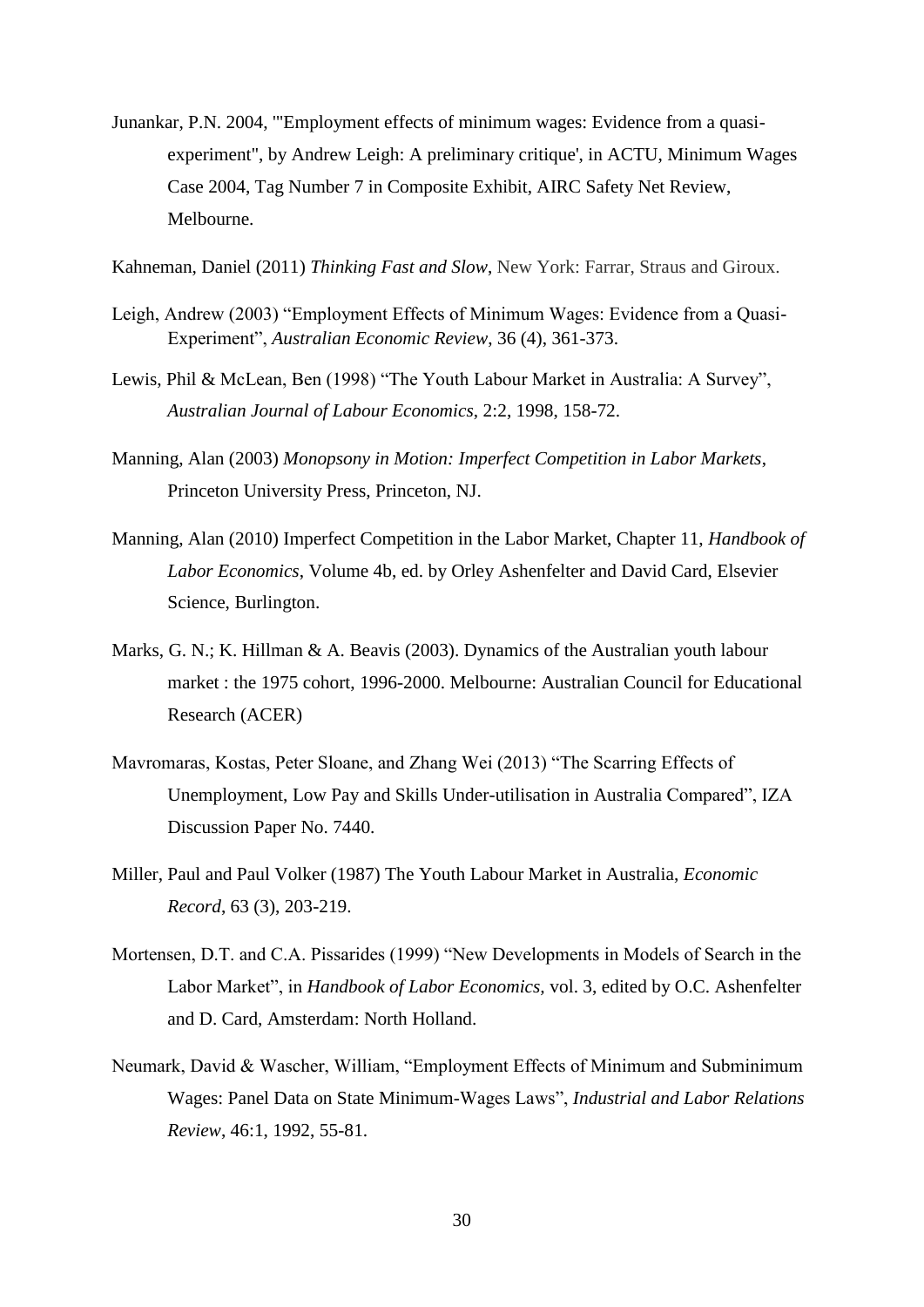Junankar, P.N. 2004, '"Employment effects of minimum wages: Evidence from a quasi-experiment", by Andrew Leigh: A preliminary critique', in ACTU, Minimum Wages Case 2004, Tag Number 7 in Composite Exhibit, AIRC Safety Net Review, Melbourne.

Kahneman, Daniel (2011) *Thinking Fast and Slow*, New York: Farrar, Straus and Giroux.

Leigh, Andrew (2003) "Employment Effects of Minimum Wages: Evidence from a Quasi-Experiment", *Australian Economic Review*, 36 (4), 361-373.

Lewis, Phil & McLean, Ben (1998) "The Youth Labour Market in Australia: A Survey", *Australian Journal of Labour Economics*, 2:2, 1998, 158-72.

Manning, Alan (2003) *Monopsony in Motion: Imperfect Competition in Labor Markets*, Princeton University Press, Princeton, NJ.

Manning, Alan (2010) Imperfect Competition in the Labor Market, Chapter 11, *Handbook of Labor Economics*, Volume 4b, ed. by Orley Ashenfelter and David Card, Elsevier Science, Burlington.

Marks, G. N.; K. Hillman & A. Beavis (2003). Dynamics of the Australian youth labour market : the 1975 cohort, 1996-2000. Melbourne: Australian Council for Educational Research (ACER)

Mavromaras, Kostas, Peter Sloane, and Zhang Wei (2013) "The Scarring Effects of Unemployment, Low Pay and Skills Under-utilisation in Australia Compared", IZA Discussion Paper No. 7440.

Miller, Paul and Paul Volker (1987) The Youth Labour Market in Australia, *Economic Record*, 63 (3), 203-219.

Mortensen, D.T. and C.A. Pissarides (1999) "New Developments in Models of Search in the Labor Market", in *Handbook of Labor Economics,* vol. 3, edited by O.C. Ashenfelter and D. Card, Amsterdam: North Holland.

Neumark, David & Wascher, William, "Employment Effects of Minimum and Subminimum Wages: Panel Data on State Minimum-Wages Laws", *Industrial and Labor Relations Review*, 46:1, 1992, 55-81.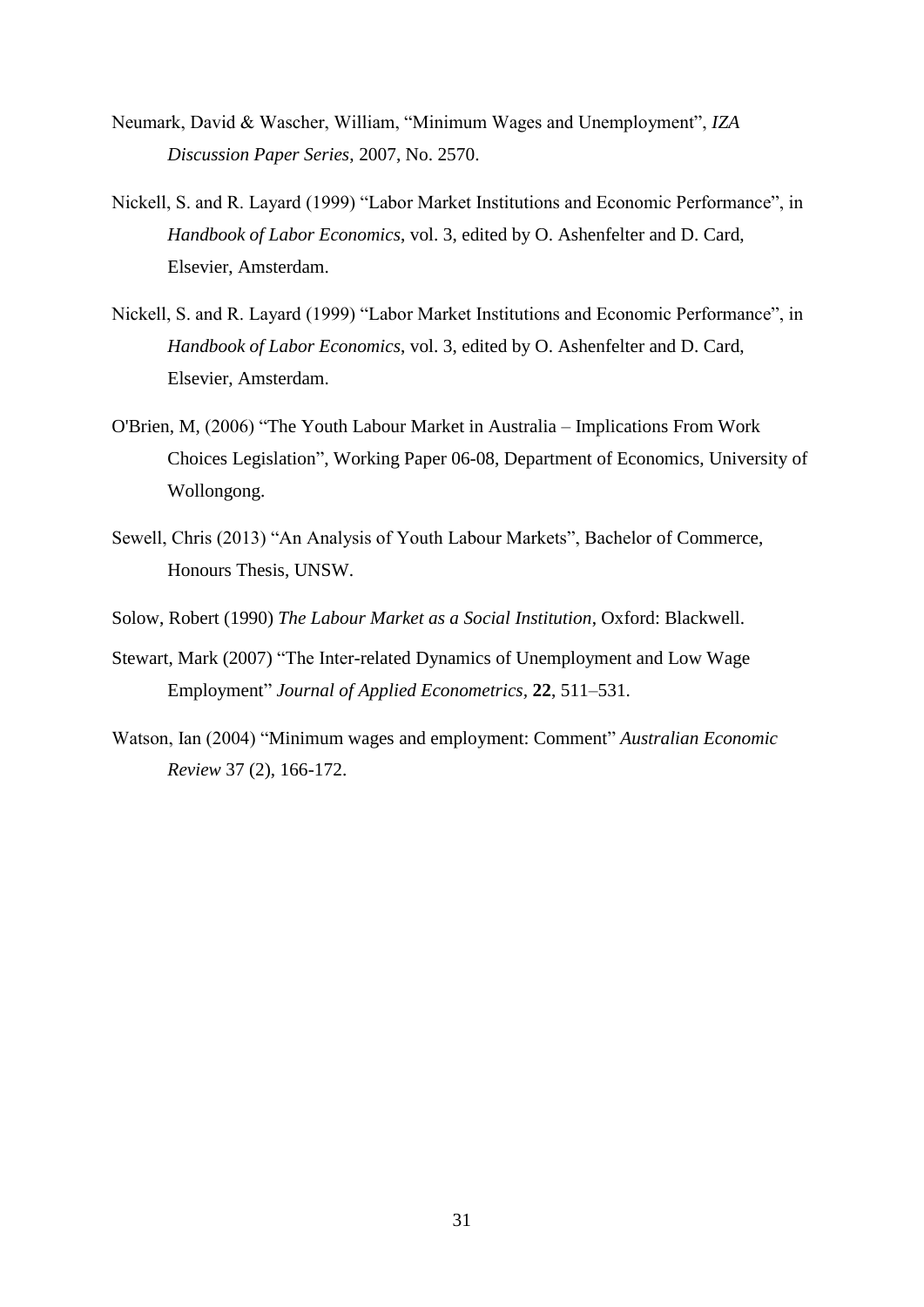Neumark, David & Wascher, William, "Minimum Wages and Unemployment", *IZA Discussion Paper Series*, 2007, No. 2570.

Nickell, S. and R. Layard (1999) "Labor Market Institutions and Economic Performance", in *Handbook of Labor Economics*, vol. 3, edited by O. Ashenfelter and D. Card, Elsevier, Amsterdam.

Nickell, S. and R. Layard (1999) "Labor Market Institutions and Economic Performance", in *Handbook of Labor Economics*, vol. 3, edited by O. Ashenfelter and D. Card, Elsevier, Amsterdam.

O'Brien, M, (2006) "The Youth Labour Market in Australia – Implications From Work Choices Legislation", Working Paper 06-08, Department of Economics, University of Wollongong.

Sewell, Chris (2013) "An Analysis of Youth Labour Markets", Bachelor of Commerce, Honours Thesis, UNSW.

Solow, Robert (1990) *The Labour Market as a Social Institution*, Oxford: Blackwell.

Stewart, Mark (2007) "The Inter-related Dynamics of Unemployment and Low Wage Employment" *Journal of Applied Econometrics*, **22**, 511–531.

Watson, Ian (2004) "Minimum wages and employment: Comment" *Australian Economic Review* 37 (2), 166-172.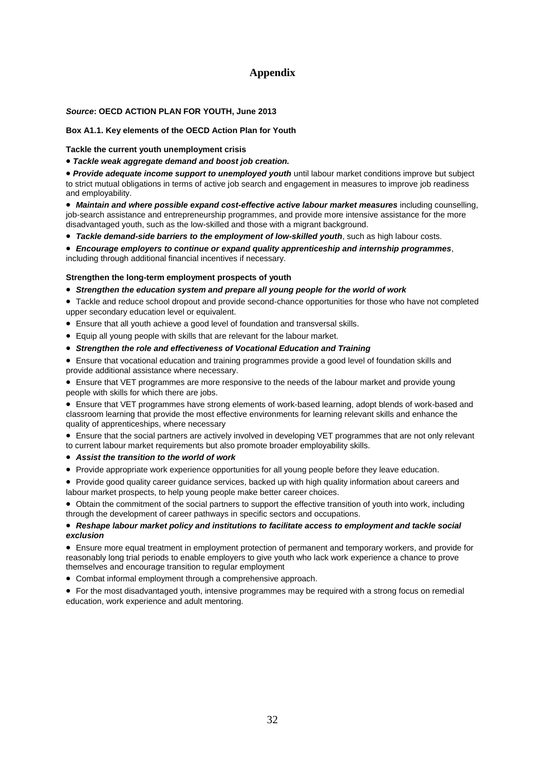# Appendix

***Source*: OECD ACTION PLAN FOR YOUTH, June 2013**

**Box A1.1. Key elements of the OECD Action Plan for Youth**

**Tackle the current youth unemployment crisis**

- ***Tackle weak aggregate demand and boost job creation.***
- ***Provide adequate income support to unemployed youth*** until labour market conditions improve but subject to strict mutual obligations in terms of active job search and engagement in measures to improve job readiness and employability.
- ***Maintain and where possible expand cost-effective active labour market measures*** including counselling, job-search assistance and entrepreneurship programmes, and provide more intensive assistance for the more disadvantaged youth, such as the low-skilled and those with a migrant background.
- ***Tackle demand-side barriers to the employment of low-skilled youth***, such as high labour costs.
- ***Encourage employers to continue or expand quality apprenticeship and internship programmes***, including through additional financial incentives if necessary.

**Strengthen the long-term employment prospects of youth**

- ***Strengthen the education system and prepare all young people for the world of work***
- Tackle and reduce school dropout and provide second-chance opportunities for those who have not completed upper secondary education level or equivalent.
- Ensure that all youth achieve a good level of foundation and transversal skills.
- Equip all young people with skills that are relevant for the labour market.
- ***Strengthen the role and effectiveness of Vocational Education and Training***
- Ensure that vocational education and training programmes provide a good level of foundation skills and provide additional assistance where necessary.
- Ensure that VET programmes are more responsive to the needs of the labour market and provide young people with skills for which there are jobs.
- Ensure that VET programmes have strong elements of work-based learning, adopt blends of work-based and classroom learning that provide the most effective environments for learning relevant skills and enhance the quality of apprenticeships, where necessary
- Ensure that the social partners are actively involved in developing VET programmes that are not only relevant to current labour market requirements but also promote broader employability skills.
- ***Assist the transition to the world of work***
- Provide appropriate work experience opportunities for all young people before they leave education.
- Provide good quality career guidance services, backed up with high quality information about careers and labour market prospects, to help young people make better career choices.
- Obtain the commitment of the social partners to support the effective transition of youth into work, including through the development of career pathways in specific sectors and occupations.
- ***Reshape labour market policy and institutions to facilitate access to employment and tackle social exclusion***
- Ensure more equal treatment in employment protection of permanent and temporary workers, and provide for reasonably long trial periods to enable employers to give youth who lack work experience a chance to prove themselves and encourage transition to regular employment
- Combat informal employment through a comprehensive approach.
- For the most disadvantaged youth, intensive programmes may be required with a strong focus on remedial education, work experience and adult mentoring.